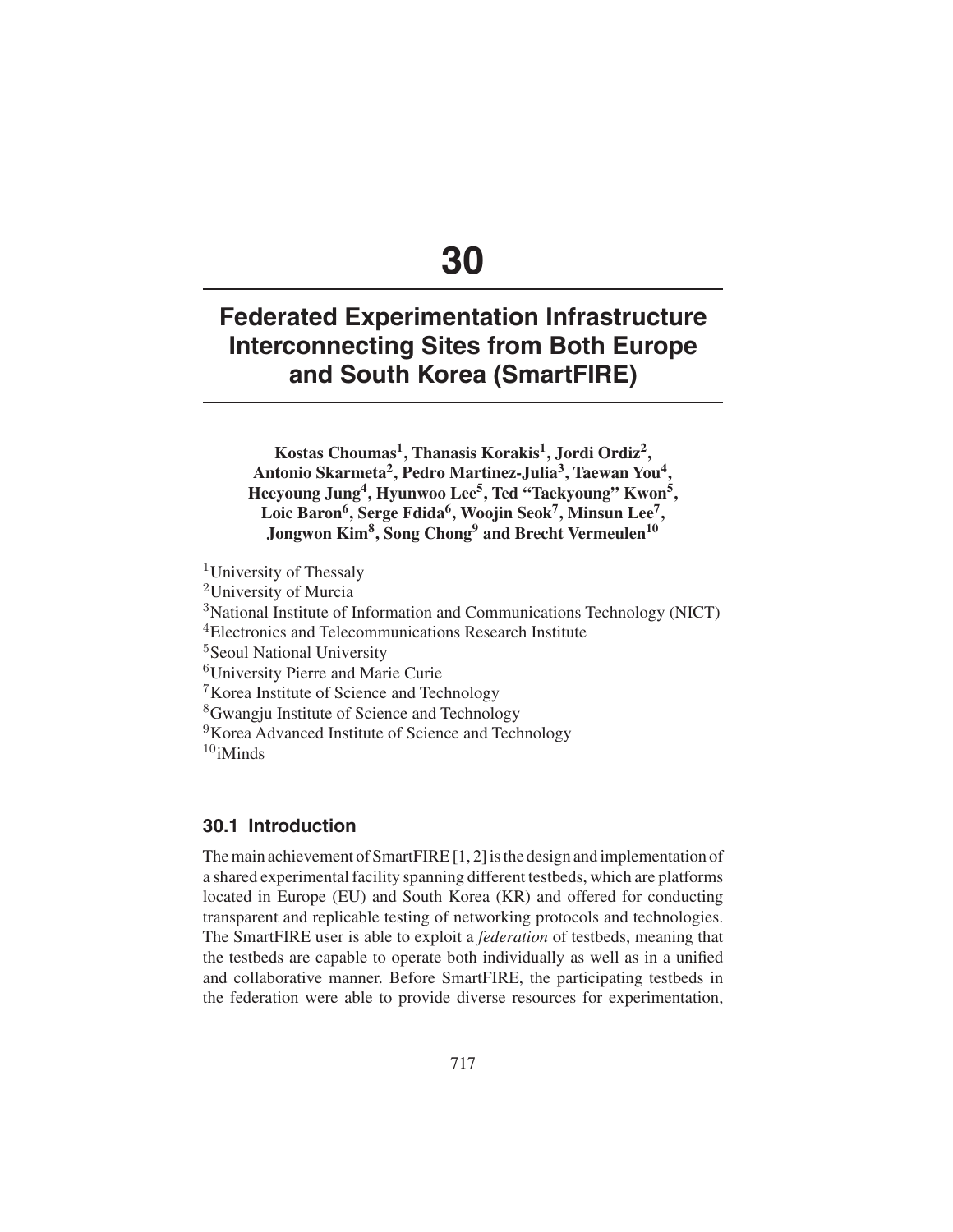# 30

# Federated Experimentation Infrastructure Interconnecting Sites from Both Europe and South Korea (SmartFIRE)

**Kostas Choumas[1], Thanasis Korakis[1], Jordi Ordiz[2], Antonio Skarmeta[2], Pedro Martinez-Julia[3], Taewan You[4], Heeyoung Jung[4], Hyunwoo Lee[5], Ted "Taekyoung" Kwon[5], Loic Baron[6], Serge Fdida[6], Woojin Seok[7], Minsun Lee[7], Jongwon Kim[8], Song Chong[9] and Brecht Vermeulen[10]**

[1]University of Thessaly
[2]University of Murcia
[3]National Institute of Information and Communications Technology (NICT)
[4]Electronics and Telecommunications Research Institute
[5]Seoul National University
[6]University Pierre and Marie Curie
[7]Korea Institute of Science and Technology
[8]Gwangju Institute of Science and Technology
[9]Korea Advanced Institute of Science and Technology
[10]iMinds

## 30.1 Introduction

The main achievement of SmartFIRE [1, 2] is the design and implementation of a shared experimental facility spanning different testbeds, which are platforms located in Europe (EU) and South Korea (KR) and offered for conducting transparent and replicable testing of networking protocols and technologies. The SmartFIRE user is able to exploit a *federation* of testbeds, meaning that the testbeds are capable to operate both individually as well as in a unified and collaborative manner. Before SmartFIRE, the participating testbeds in the federation were able to provide diverse resources for experimentation,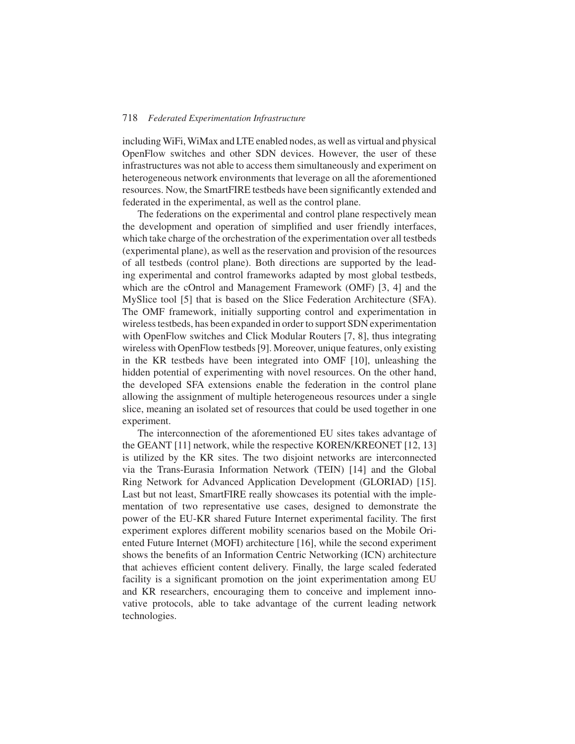including WiFi, WiMax and LTE enabled nodes, as well as virtual and physical OpenFlow switches and other SDN devices. However, the user of these infrastructures was not able to access them simultaneously and experiment on heterogeneous network environments that leverage on all the aforementioned resources. Now, the SmartFIRE testbeds have been significantly extended and federated in the experimental, as well as the control plane.

The federations on the experimental and control plane respectively mean the development and operation of simplified and user friendly interfaces, which take charge of the orchestration of the experimentation over all testbeds (experimental plane), as well as the reservation and provision of the resources of all testbeds (control plane). Both directions are supported by the leading experimental and control frameworks adapted by most global testbeds, which are the cOntrol and Management Framework (OMF) [3, 4] and the MySlice tool [5] that is based on the Slice Federation Architecture (SFA). The OMF framework, initially supporting control and experimentation in wireless testbeds, has been expanded in order to support SDN experimentation with OpenFlow switches and Click Modular Routers [7, 8], thus integrating wireless with OpenFlow testbeds [9]. Moreover, unique features, only existing in the KR testbeds have been integrated into OMF [10], unleashing the hidden potential of experimenting with novel resources. On the other hand, the developed SFA extensions enable the federation in the control plane allowing the assignment of multiple heterogeneous resources under a single slice, meaning an isolated set of resources that could be used together in one experiment.

The interconnection of the aforementioned EU sites takes advantage of the GEANT [11] network, while the respective KOREN/KREONET [12, 13] is utilized by the KR sites. The two disjoint networks are interconnected via the Trans-Eurasia Information Network (TEIN) [14] and the Global Ring Network for Advanced Application Development (GLORIAD) [15]. Last but not least, SmartFIRE really showcases its potential with the implementation of two representative use cases, designed to demonstrate the power of the EU-KR shared Future Internet experimental facility. The first experiment explores different mobility scenarios based on the Mobile Oriented Future Internet (MOFI) architecture [16], while the second experiment shows the benefits of an Information Centric Networking (ICN) architecture that achieves efficient content delivery. Finally, the large scaled federated facility is a significant promotion on the joint experimentation among EU and KR researchers, encouraging them to conceive and implement innovative protocols, able to take advantage of the current leading network technologies.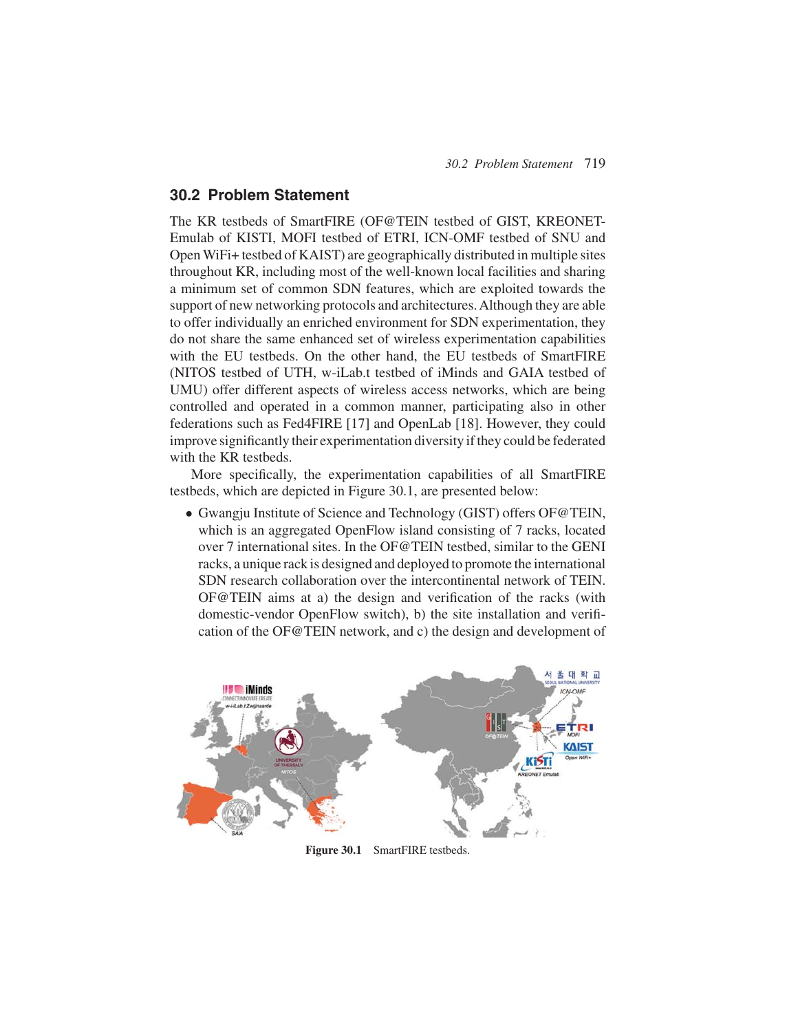## 30.2 Problem Statement

The KR testbeds of SmartFIRE (OF@TEIN testbed of GIST, KREONET-Emulab of KISTI, MOFI testbed of ETRI, ICN-OMF testbed of SNU and Open WiFi+ testbed of KAIST) are geographically distributed in multiple sites throughout KR, including most of the well-known local facilities and sharing a minimum set of common SDN features, which are exploited towards the support of new networking protocols and architectures. Although they are able to offer individually an enriched environment for SDN experimentation, they do not share the same enhanced set of wireless experimentation capabilities with the EU testbeds. On the other hand, the EU testbeds of SmartFIRE (NITOS testbed of UTH, w-iLab.t testbed of iMinds and GAIA testbed of UMU) offer different aspects of wireless access networks, which are being controlled and operated in a common manner, participating also in other federations such as Fed4FIRE [17] and OpenLab [18]. However, they could improve significantly their experimentation diversity if they could be federated with the KR testbeds.

More specifically, the experimentation capabilities of all SmartFIRE testbeds, which are depicted in Figure 30.1, are presented below:

- Gwangju Institute of Science and Technology (GIST) offers OF@TEIN, which is an aggregated OpenFlow island consisting of 7 racks, located over 7 international sites. In the OF@TEIN testbed, similar to the GENI racks, a unique rack is designed and deployed to promote the international SDN research collaboration over the intercontinental network of TEIN. OF@TEIN aims at a) the design and verification of the racks (with domestic-vendor OpenFlow switch), b) the site installation and verification of the OF@TEIN network, and c) the design and development of

**Figure 30.1** SmartFIRE testbeds.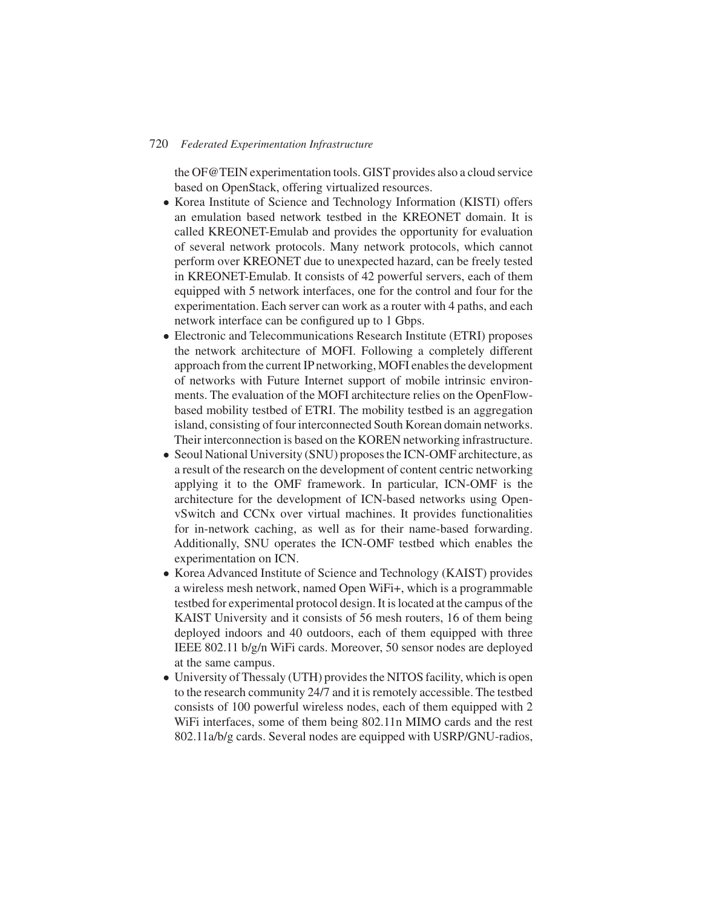the OF@TEIN experimentation tools. GIST provides also a cloud service based on OpenStack, offering virtualized resources.

- Korea Institute of Science and Technology Information (KISTI) offers an emulation based network testbed in the KREONET domain. It is called KREONET-Emulab and provides the opportunity for evaluation of several network protocols. Many network protocols, which cannot perform over KREONET due to unexpected hazard, can be freely tested in KREONET-Emulab. It consists of 42 powerful servers, each of them equipped with 5 network interfaces, one for the control and four for the experimentation. Each server can work as a router with 4 paths, and each network interface can be configured up to 1 Gbps.
- Electronic and Telecommunications Research Institute (ETRI) proposes the network architecture of MOFI. Following a completely different approach from the current IP networking, MOFI enables the development of networks with Future Internet support of mobile intrinsic environments. The evaluation of the MOFI architecture relies on the OpenFlow-based mobility testbed of ETRI. The mobility testbed is an aggregation island, consisting of four interconnected South Korean domain networks. Their interconnection is based on the KOREN networking infrastructure.
- Seoul National University (SNU) proposes the ICN-OMF architecture, as a result of the research on the development of content centric networking applying it to the OMF framework. In particular, ICN-OMF is the architecture for the development of ICN-based networks using Open-vSwitch and CCNx over virtual machines. It provides functionalities for in-network caching, as well as for their name-based forwarding. Additionally, SNU operates the ICN-OMF testbed which enables the experimentation on ICN.
- Korea Advanced Institute of Science and Technology (KAIST) provides a wireless mesh network, named Open WiFi+, which is a programmable testbed for experimental protocol design. It is located at the campus of the KAIST University and it consists of 56 mesh routers, 16 of them being deployed indoors and 40 outdoors, each of them equipped with three IEEE 802.11 b/g/n WiFi cards. Moreover, 50 sensor nodes are deployed at the same campus.
- University of Thessaly (UTH) provides the NITOS facility, which is open to the research community 24/7 and it is remotely accessible. The testbed consists of 100 powerful wireless nodes, each of them equipped with 2 WiFi interfaces, some of them being 802.11n MIMO cards and the rest 802.11a/b/g cards. Several nodes are equipped with USRP/GNU-radios,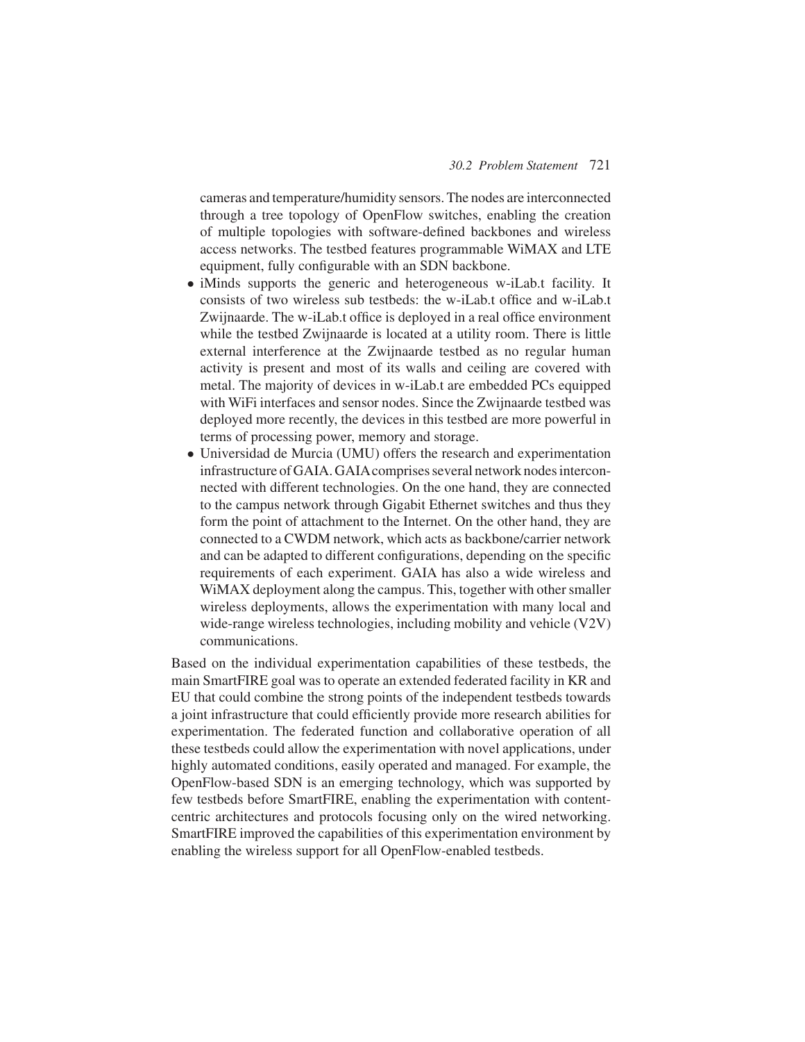cameras and temperature/humidity sensors. The nodes are interconnected through a tree topology of OpenFlow switches, enabling the creation of multiple topologies with software-defined backbones and wireless access networks. The testbed features programmable WiMAX and LTE equipment, fully configurable with an SDN backbone.

- iMinds supports the generic and heterogeneous w-iLab.t facility. It consists of two wireless sub testbeds: the w-iLab.t office and w-iLab.t Zwijnaarde. The w-iLab.t office is deployed in a real office environment while the testbed Zwijnaarde is located at a utility room. There is little external interference at the Zwijnaarde testbed as no regular human activity is present and most of its walls and ceiling are covered with metal. The majority of devices in w-iLab.t are embedded PCs equipped with WiFi interfaces and sensor nodes. Since the Zwijnaarde testbed was deployed more recently, the devices in this testbed are more powerful in terms of processing power, memory and storage.
- Universidad de Murcia (UMU) offers the research and experimentation infrastructure of GAIA. GAIA comprises several network nodes interconnected with different technologies. On the one hand, they are connected to the campus network through Gigabit Ethernet switches and thus they form the point of attachment to the Internet. On the other hand, they are connected to a CWDM network, which acts as backbone/carrier network and can be adapted to different configurations, depending on the specific requirements of each experiment. GAIA has also a wide wireless and WiMAX deployment along the campus. This, together with other smaller wireless deployments, allows the experimentation with many local and wide-range wireless technologies, including mobility and vehicle (V2V) communications.

Based on the individual experimentation capabilities of these testbeds, the main SmartFIRE goal was to operate an extended federated facility in KR and EU that could combine the strong points of the independent testbeds towards a joint infrastructure that could efficiently provide more research abilities for experimentation. The federated function and collaborative operation of all these testbeds could allow the experimentation with novel applications, under highly automated conditions, easily operated and managed. For example, the OpenFlow-based SDN is an emerging technology, which was supported by few testbeds before SmartFIRE, enabling the experimentation with content-centric architectures and protocols focusing only on the wired networking. SmartFIRE improved the capabilities of this experimentation environment by enabling the wireless support for all OpenFlow-enabled testbeds.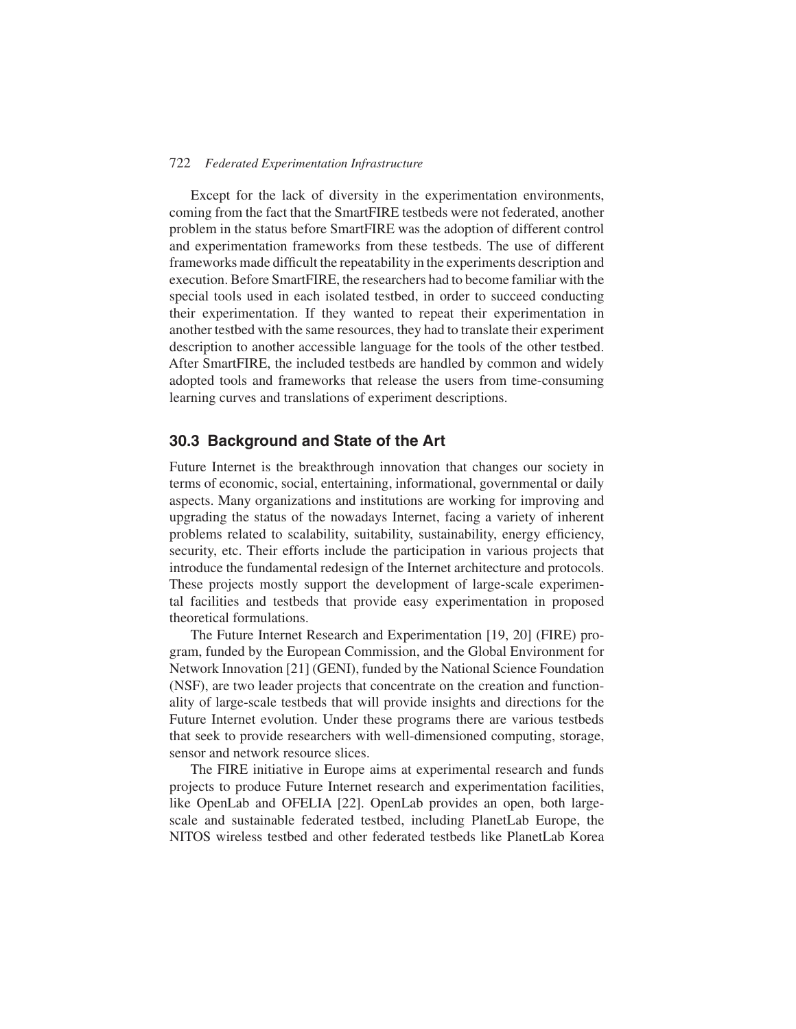Except for the lack of diversity in the experimentation environments, coming from the fact that the SmartFIRE testbeds were not federated, another problem in the status before SmartFIRE was the adoption of different control and experimentation frameworks from these testbeds. The use of different frameworks made difficult the repeatability in the experiments description and execution. Before SmartFIRE, the researchers had to become familiar with the special tools used in each isolated testbed, in order to succeed conducting their experimentation. If they wanted to repeat their experimentation in another testbed with the same resources, they had to translate their experiment description to another accessible language for the tools of the other testbed. After SmartFIRE, the included testbeds are handled by common and widely adopted tools and frameworks that release the users from time-consuming learning curves and translations of experiment descriptions.

## 30.3 Background and State of the Art

Future Internet is the breakthrough innovation that changes our society in terms of economic, social, entertaining, informational, governmental or daily aspects. Many organizations and institutions are working for improving and upgrading the status of the nowadays Internet, facing a variety of inherent problems related to scalability, suitability, sustainability, energy efficiency, security, etc. Their efforts include the participation in various projects that introduce the fundamental redesign of the Internet architecture and protocols. These projects mostly support the development of large-scale experimental facilities and testbeds that provide easy experimentation in proposed theoretical formulations.

The Future Internet Research and Experimentation [19, 20] (FIRE) program, funded by the European Commission, and the Global Environment for Network Innovation [21] (GENI), funded by the National Science Foundation (NSF), are two leader projects that concentrate on the creation and functionality of large-scale testbeds that will provide insights and directions for the Future Internet evolution. Under these programs there are various testbeds that seek to provide researchers with well-dimensioned computing, storage, sensor and network resource slices.

The FIRE initiative in Europe aims at experimental research and funds projects to produce Future Internet research and experimentation facilities, like OpenLab and OFELIA [22]. OpenLab provides an open, both large-scale and sustainable federated testbed, including PlanetLab Europe, the NITOS wireless testbed and other federated testbeds like PlanetLab Korea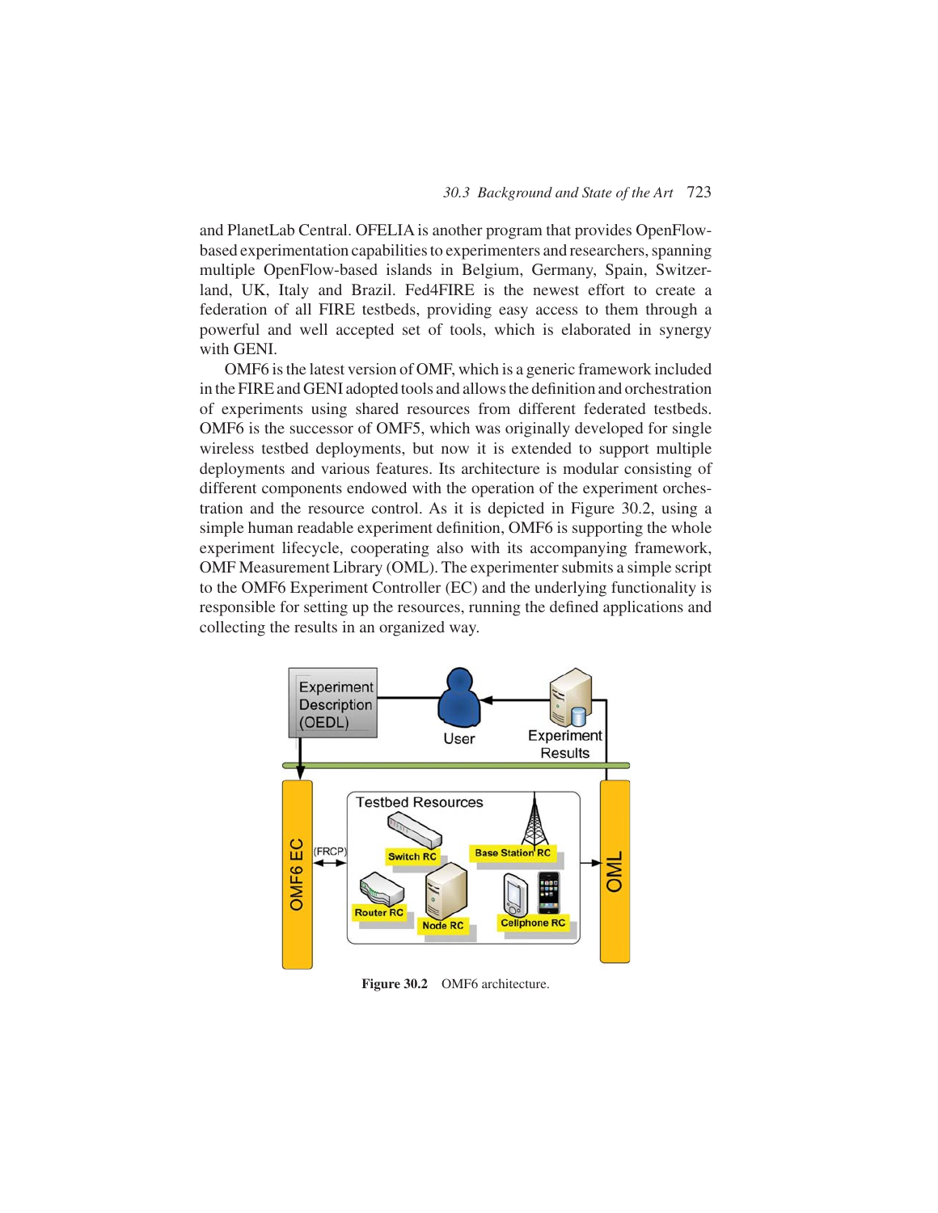and PlanetLab Central. OFELIA is another program that provides OpenFlow-based experimentation capabilities to experimenters and researchers, spanning multiple OpenFlow-based islands in Belgium, Germany, Spain, Switzerland, UK, Italy and Brazil. Fed4FIRE is the newest effort to create a federation of all FIRE testbeds, providing easy access to them through a powerful and well accepted set of tools, which is elaborated in synergy with GENI.

OMF6 is the latest version of OMF, which is a generic framework included in the FIRE and GENI adopted tools and allows the definition and orchestration of experiments using shared resources from different federated testbeds. OMF6 is the successor of OMF5, which was originally developed for single wireless testbed deployments, but now it is extended to support multiple deployments and various features. Its architecture is modular consisting of different components endowed with the operation of the experiment orchestration and the resource control. As it is depicted in Figure 30.2, using a simple human readable experiment definition, OMF6 is supporting the whole experiment lifecycle, cooperating also with its accompanying framework, OMF Measurement Library (OML). The experimenter submits a simple script to the OMF6 Experiment Controller (EC) and the underlying functionality is responsible for setting up the resources, running the defined applications and collecting the results in an organized way.

**Figure 30.2** OMF6 architecture.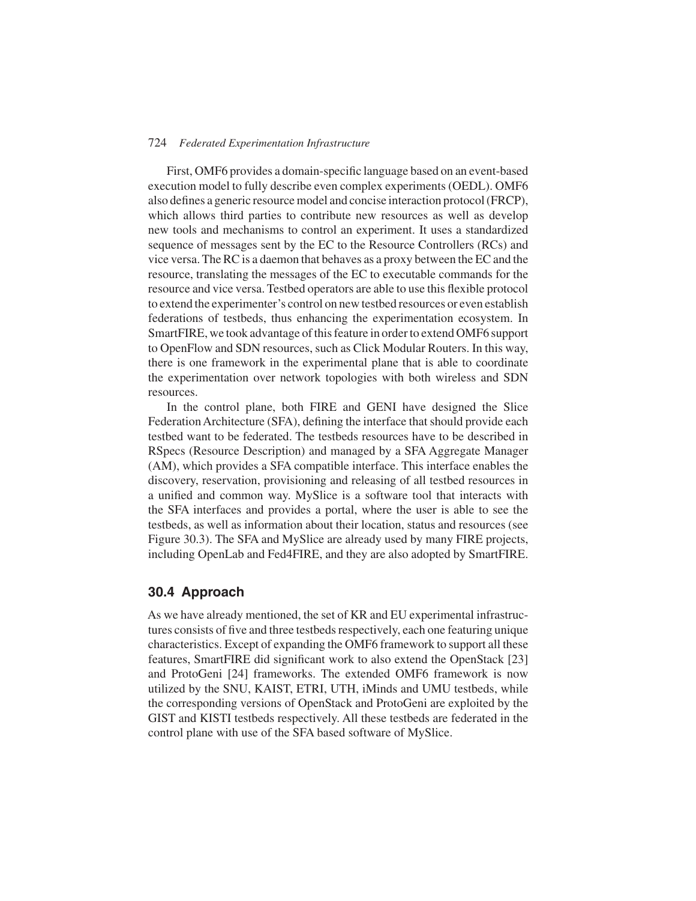First, OMF6 provides a domain-specific language based on an event-based execution model to fully describe even complex experiments (OEDL). OMF6 also defines a generic resource model and concise interaction protocol (FRCP), which allows third parties to contribute new resources as well as develop new tools and mechanisms to control an experiment. It uses a standardized sequence of messages sent by the EC to the Resource Controllers (RCs) and vice versa. The RC is a daemon that behaves as a proxy between the EC and the resource, translating the messages of the EC to executable commands for the resource and vice versa. Testbed operators are able to use this flexible protocol to extend the experimenter's control on new testbed resources or even establish federations of testbeds, thus enhancing the experimentation ecosystem. In SmartFIRE, we took advantage of this feature in order to extend OMF6 support to OpenFlow and SDN resources, such as Click Modular Routers. In this way, there is one framework in the experimental plane that is able to coordinate the experimentation over network topologies with both wireless and SDN resources.

In the control plane, both FIRE and GENI have designed the Slice Federation Architecture (SFA), defining the interface that should provide each testbed want to be federated. The testbeds resources have to be described in RSpecs (Resource Description) and managed by a SFA Aggregate Manager (AM), which provides a SFA compatible interface. This interface enables the discovery, reservation, provisioning and releasing of all testbed resources in a unified and common way. MySlice is a software tool that interacts with the SFA interfaces and provides a portal, where the user is able to see the testbeds, as well as information about their location, status and resources (see Figure 30.3). The SFA and MySlice are already used by many FIRE projects, including OpenLab and Fed4FIRE, and they are also adopted by SmartFIRE.

## 30.4 Approach

As we have already mentioned, the set of KR and EU experimental infrastructures consists of five and three testbeds respectively, each one featuring unique characteristics. Except of expanding the OMF6 framework to support all these features, SmartFIRE did significant work to also extend the OpenStack [23] and ProtoGeni [24] frameworks. The extended OMF6 framework is now utilized by the SNU, KAIST, ETRI, UTH, iMinds and UMU testbeds, while the corresponding versions of OpenStack and ProtoGeni are exploited by the GIST and KISTI testbeds respectively. All these testbeds are federated in the control plane with use of the SFA based software of MySlice.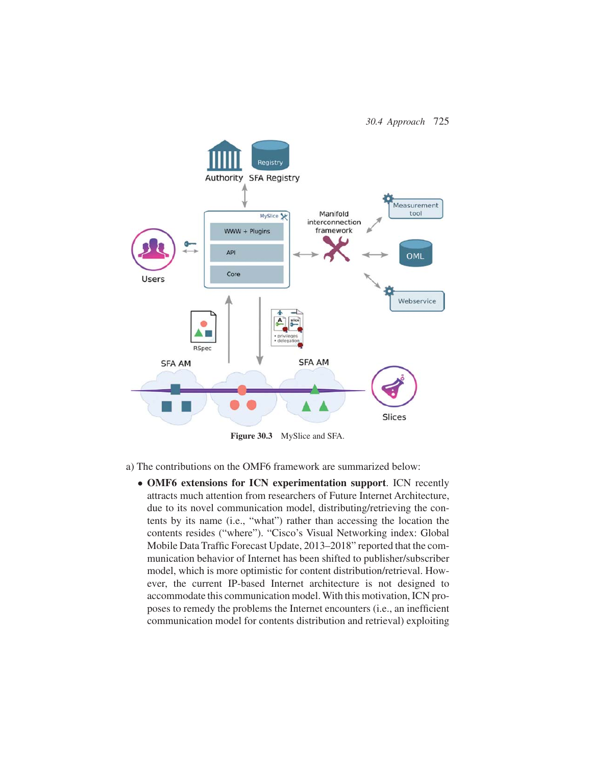Figure 30.3 MySlice and SFA.

a) The contributions on the OMF6 framework are summarized below:

- **OMF6 extensions for ICN experimentation support**. ICN recently attracts much attention from researchers of Future Internet Architecture, due to its novel communication model, distributing/retrieving the contents by its name (i.e., "what") rather than accessing the location the contents resides ("where"). "Cisco's Visual Networking index: Global Mobile Data Traffic Forecast Update, 2013–2018" reported that the communication behavior of Internet has been shifted to publisher/subscriber model, which is more optimistic for content distribution/retrieval. However, the current IP-based Internet architecture is not designed to accommodate this communication model. With this motivation, ICN proposes to remedy the problems the Internet encounters (i.e., an inefficient communication model for contents distribution and retrieval) exploiting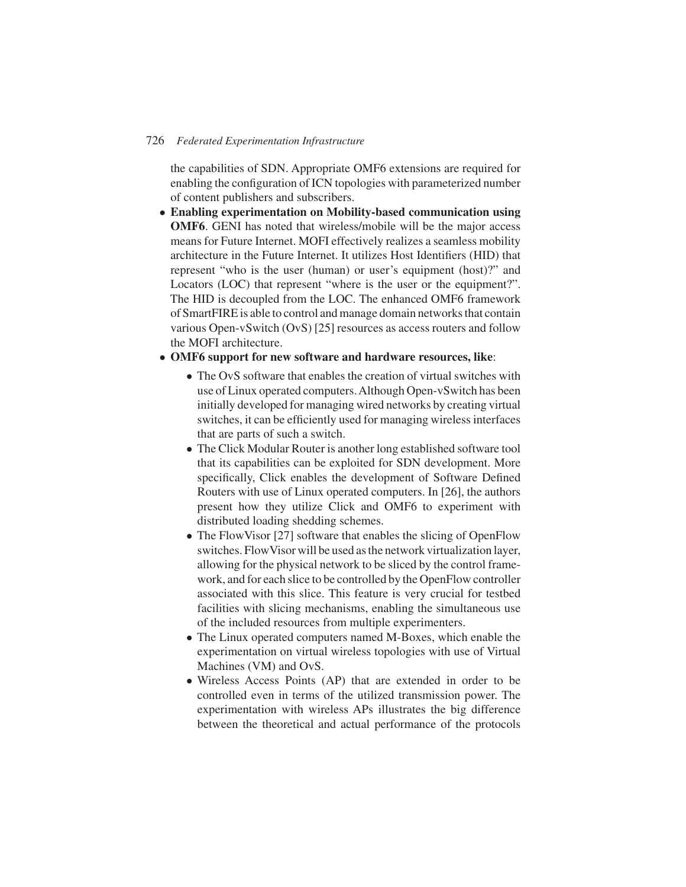the capabilities of SDN. Appropriate OMF6 extensions are required for enabling the configuration of ICN topologies with parameterized number of content publishers and subscribers.

- **Enabling experimentation on Mobility-based communication using OMF6**. GENI has noted that wireless/mobile will be the major access means for Future Internet. MOFI effectively realizes a seamless mobility architecture in the Future Internet. It utilizes Host Identifiers (HID) that represent "who is the user (human) or user's equipment (host)?" and Locators (LOC) that represent "where is the user or the equipment?". The HID is decoupled from the LOC. The enhanced OMF6 framework of SmartFIRE is able to control and manage domain networks that contain various Open-vSwitch (OvS) [25] resources as access routers and follow the MOFI architecture.
- **OMF6 support for new software and hardware resources, like**:
  - The OvS software that enables the creation of virtual switches with use of Linux operated computers. Although Open-vSwitch has been initially developed for managing wired networks by creating virtual switches, it can be efficiently used for managing wireless interfaces that are parts of such a switch.
  - The Click Modular Router is another long established software tool that its capabilities can be exploited for SDN development. More specifically, Click enables the development of Software Defined Routers with use of Linux operated computers. In [26], the authors present how they utilize Click and OMF6 to experiment with distributed loading shedding schemes.
  - The FlowVisor [27] software that enables the slicing of OpenFlow switches. FlowVisor will be used as the network virtualization layer, allowing for the physical network to be sliced by the control framework, and for each slice to be controlled by the OpenFlow controller associated with this slice. This feature is very crucial for testbed facilities with slicing mechanisms, enabling the simultaneous use of the included resources from multiple experimenters.
  - The Linux operated computers named M-Boxes, which enable the experimentation on virtual wireless topologies with use of Virtual Machines (VM) and OvS.
  - Wireless Access Points (AP) that are extended in order to be controlled even in terms of the utilized transmission power. The experimentation with wireless APs illustrates the big difference between the theoretical and actual performance of the protocols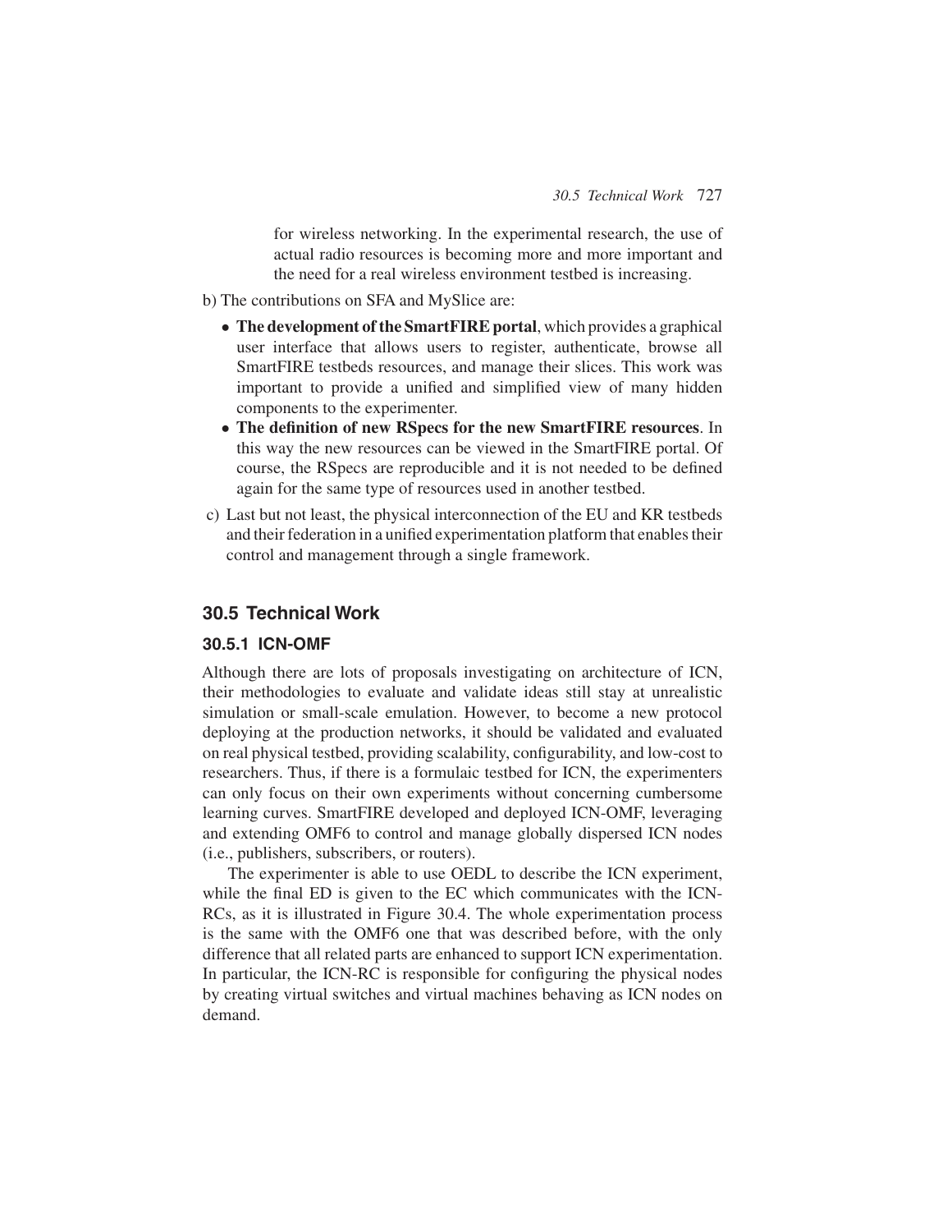for wireless networking. In the experimental research, the use of actual radio resources is becoming more and more important and the need for a real wireless environment testbed is increasing.

b) The contributions on SFA and MySlice are:

- **The development of the SmartFIRE portal**, which provides a graphical user interface that allows users to register, authenticate, browse all SmartFIRE testbeds resources, and manage their slices. This work was important to provide a unified and simplified view of many hidden components to the experimenter.
- **The definition of new RSpecs for the new SmartFIRE resources**. In this way the new resources can be viewed in the SmartFIRE portal. Of course, the RSpecs are reproducible and it is not needed to be defined again for the same type of resources used in another testbed.

c) Last but not least, the physical interconnection of the EU and KR testbeds and their federation in a unified experimentation platform that enables their control and management through a single framework.

## 30.5 Technical Work

### 30.5.1 ICN-OMF

Although there are lots of proposals investigating on architecture of ICN, their methodologies to evaluate and validate ideas still stay at unrealistic simulation or small-scale emulation. However, to become a new protocol deploying at the production networks, it should be validated and evaluated on real physical testbed, providing scalability, configurability, and low-cost to researchers. Thus, if there is a formulaic testbed for ICN, the experimenters can only focus on their own experiments without concerning cumbersome learning curves. SmartFIRE developed and deployed ICN-OMF, leveraging and extending OMF6 to control and manage globally dispersed ICN nodes (i.e., publishers, subscribers, or routers).

The experimenter is able to use OEDL to describe the ICN experiment, while the final ED is given to the EC which communicates with the ICN-RCs, as it is illustrated in Figure 30.4. The whole experimentation process is the same with the OMF6 one that was described before, with the only difference that all related parts are enhanced to support ICN experimentation. In particular, the ICN-RC is responsible for configuring the physical nodes by creating virtual switches and virtual machines behaving as ICN nodes on demand.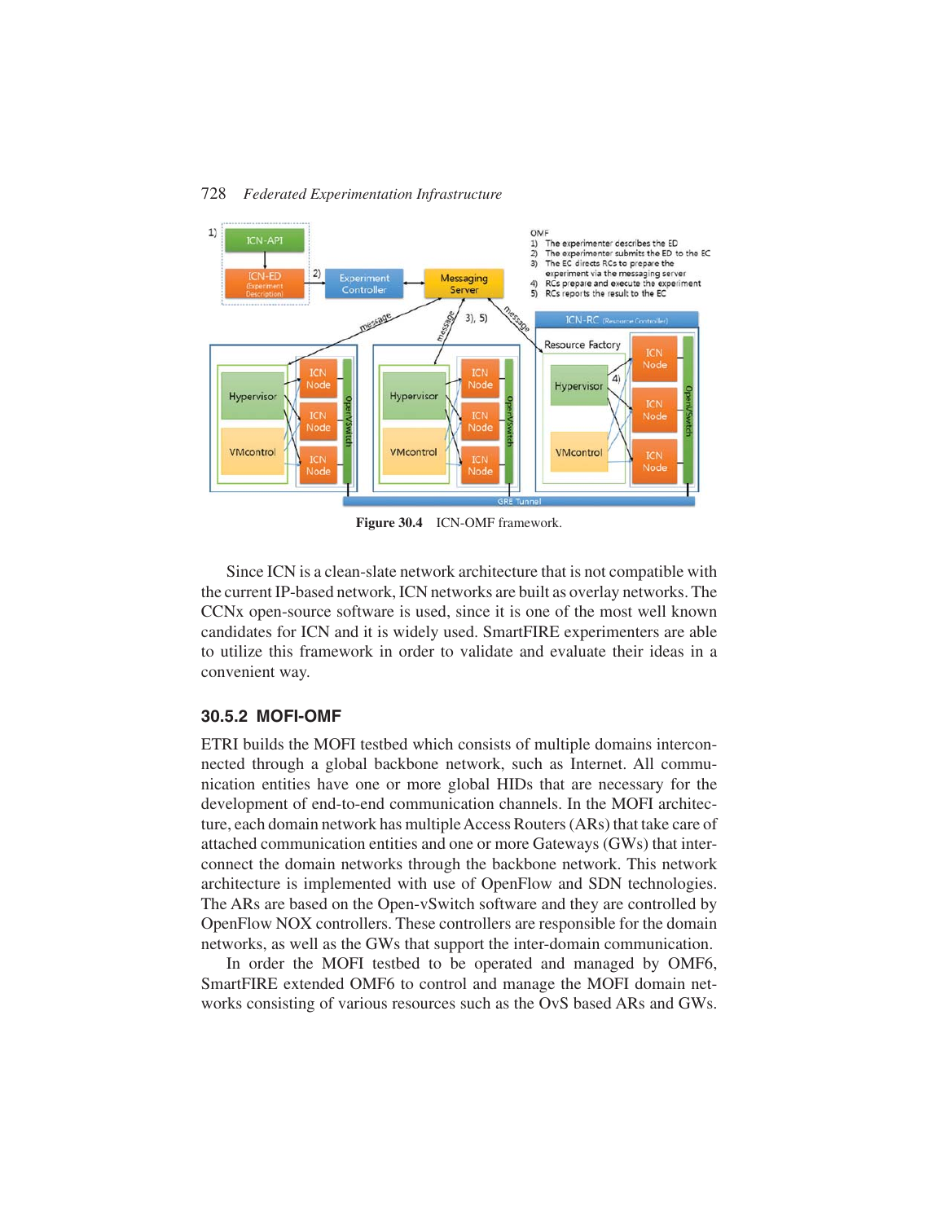Figure 30.4 ICN-OMF framework.

Since ICN is a clean-slate network architecture that is not compatible with the current IP-based network, ICN networks are built as overlay networks. The CCNx open-source software is used, since it is one of the most well known candidates for ICN and it is widely used. SmartFIRE experimenters are able to utilize this framework in order to validate and evaluate their ideas in a convenient way.

### 30.5.2 MOFI-OMF

ETRI builds the MOFI testbed which consists of multiple domains interconnected through a global backbone network, such as Internet. All communication entities have one or more global HIDs that are necessary for the development of end-to-end communication channels. In the MOFI architecture, each domain network has multiple Access Routers (ARs) that take care of attached communication entities and one or more Gateways (GWs) that interconnect the domain networks through the backbone network. This network architecture is implemented with use of OpenFlow and SDN technologies. The ARs are based on the Open-vSwitch software and they are controlled by OpenFlow NOX controllers. These controllers are responsible for the domain networks, as well as the GWs that support the inter-domain communication.

In order the MOFI testbed to be operated and managed by OMF6, SmartFIRE extended OMF6 to control and manage the MOFI domain networks consisting of various resources such as the OvS based ARs and GWs.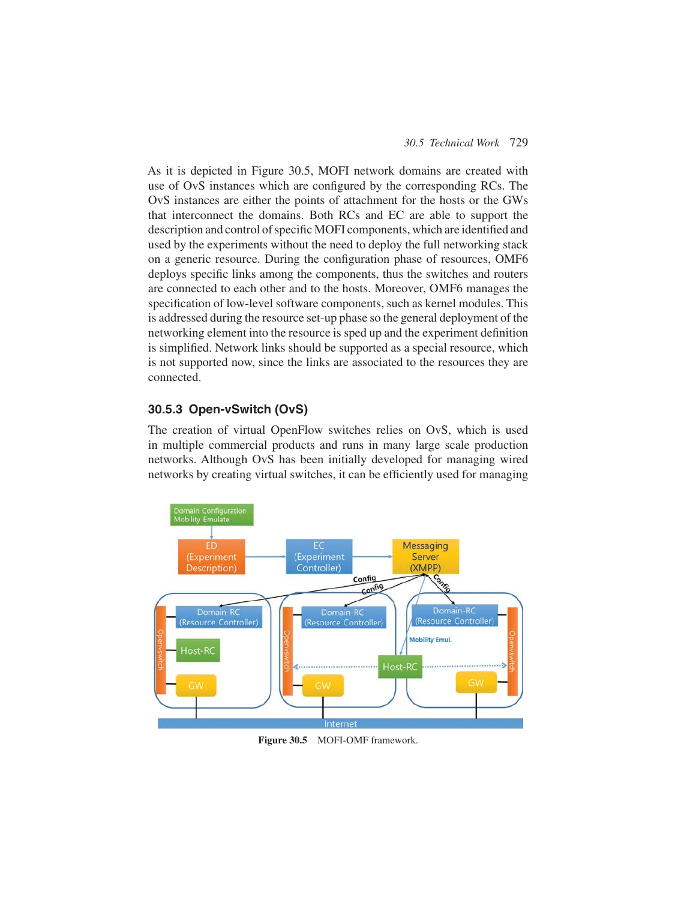As it is depicted in Figure 30.5, MOFI network domains are created with use of OvS instances which are configured by the corresponding RCs. The OvS instances are either the points of attachment for the hosts or the GWs that interconnect the domains. Both RCs and EC are able to support the description and control of specific MOFI components, which are identified and used by the experiments without the need to deploy the full networking stack on a generic resource. During the configuration phase of resources, OMF6 deploys specific links among the components, thus the switches and routers are connected to each other and to the hosts. Moreover, OMF6 manages the specification of low-level software components, such as kernel modules. This is addressed during the resource set-up phase so the general deployment of the networking element into the resource is sped up and the experiment definition is simplified. Network links should be supported as a special resource, which is not supported now, since the links are associated to the resources they are connected.

### 30.5.3 Open-vSwitch (OvS)

The creation of virtual OpenFlow switches relies on OvS, which is used in multiple commercial products and runs in many large scale production networks. Although OvS has been initially developed for managing wired networks by creating virtual switches, it can be efficiently used for managing

**Figure 30.5** MOFI-OMF framework.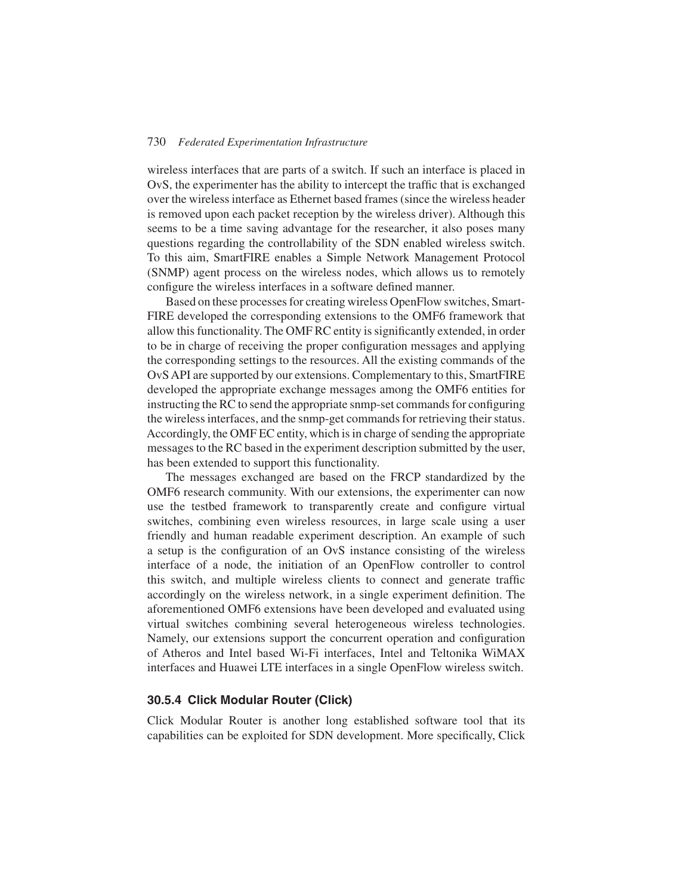wireless interfaces that are parts of a switch. If such an interface is placed in OvS, the experimenter has the ability to intercept the traffic that is exchanged over the wireless interface as Ethernet based frames (since the wireless header is removed upon each packet reception by the wireless driver). Although this seems to be a time saving advantage for the researcher, it also poses many questions regarding the controllability of the SDN enabled wireless switch. To this aim, SmartFIRE enables a Simple Network Management Protocol (SNMP) agent process on the wireless nodes, which allows us to remotely configure the wireless interfaces in a software defined manner.

Based on these processes for creating wireless OpenFlow switches, SmartFIRE developed the corresponding extensions to the OMF6 framework that allow this functionality. The OMF RC entity is significantly extended, in order to be in charge of receiving the proper configuration messages and applying the corresponding settings to the resources. All the existing commands of the OvS API are supported by our extensions. Complementary to this, SmartFIRE developed the appropriate exchange messages among the OMF6 entities for instructing the RC to send the appropriate snmp-set commands for configuring the wireless interfaces, and the snmp-get commands for retrieving their status. Accordingly, the OMF EC entity, which is in charge of sending the appropriate messages to the RC based in the experiment description submitted by the user, has been extended to support this functionality.

The messages exchanged are based on the FRCP standardized by the OMF6 research community. With our extensions, the experimenter can now use the testbed framework to transparently create and configure virtual switches, combining even wireless resources, in large scale using a user friendly and human readable experiment description. An example of such a setup is the configuration of an OvS instance consisting of the wireless interface of a node, the initiation of an OpenFlow controller to control this switch, and multiple wireless clients to connect and generate traffic accordingly on the wireless network, in a single experiment definition. The aforementioned OMF6 extensions have been developed and evaluated using virtual switches combining several heterogeneous wireless technologies. Namely, our extensions support the concurrent operation and configuration of Atheros and Intel based Wi-Fi interfaces, Intel and Teltonika WiMAX interfaces and Huawei LTE interfaces in a single OpenFlow wireless switch.

### 30.5.4 Click Modular Router (Click)

Click Modular Router is another long established software tool that its capabilities can be exploited for SDN development. More specifically, Click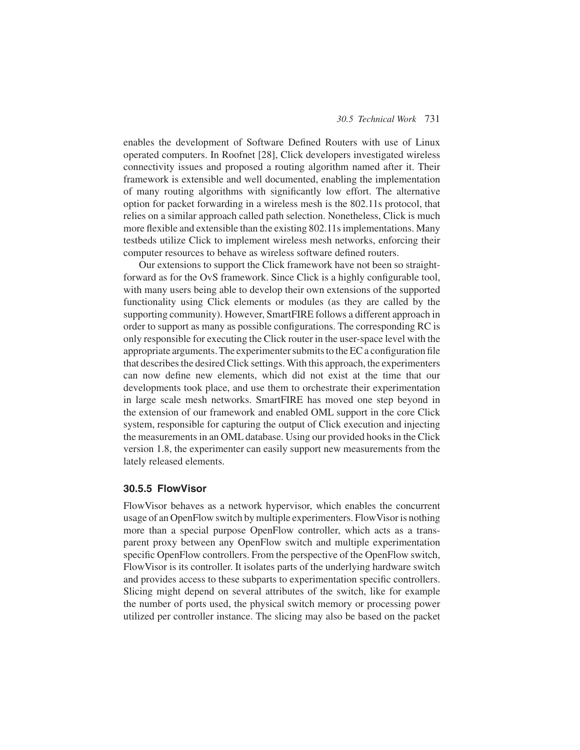enables the development of Software Defined Routers with use of Linux operated computers. In Roofnet [28], Click developers investigated wireless connectivity issues and proposed a routing algorithm named after it. Their framework is extensible and well documented, enabling the implementation of many routing algorithms with significantly low effort. The alternative option for packet forwarding in a wireless mesh is the 802.11s protocol, that relies on a similar approach called path selection. Nonetheless, Click is much more flexible and extensible than the existing 802.11s implementations. Many testbeds utilize Click to implement wireless mesh networks, enforcing their computer resources to behave as wireless software defined routers.

Our extensions to support the Click framework have not been so straightforward as for the OvS framework. Since Click is a highly configurable tool, with many users being able to develop their own extensions of the supported functionality using Click elements or modules (as they are called by the supporting community). However, SmartFIRE follows a different approach in order to support as many as possible configurations. The corresponding RC is only responsible for executing the Click router in the user-space level with the appropriate arguments. The experimenter submits to the EC a configuration file that describes the desired Click settings. With this approach, the experimenters can now define new elements, which did not exist at the time that our developments took place, and use them to orchestrate their experimentation in large scale mesh networks. SmartFIRE has moved one step beyond in the extension of our framework and enabled OML support in the core Click system, responsible for capturing the output of Click execution and injecting the measurements in an OML database. Using our provided hooks in the Click version 1.8, the experimenter can easily support new measurements from the lately released elements.

### 30.5.5 FlowVisor

FlowVisor behaves as a network hypervisor, which enables the concurrent usage of an OpenFlow switch by multiple experimenters. FlowVisor is nothing more than a special purpose OpenFlow controller, which acts as a transparent proxy between any OpenFlow switch and multiple experimentation specific OpenFlow controllers. From the perspective of the OpenFlow switch, FlowVisor is its controller. It isolates parts of the underlying hardware switch and provides access to these subparts to experimentation specific controllers. Slicing might depend on several attributes of the switch, like for example the number of ports used, the physical switch memory or processing power utilized per controller instance. The slicing may also be based on the packet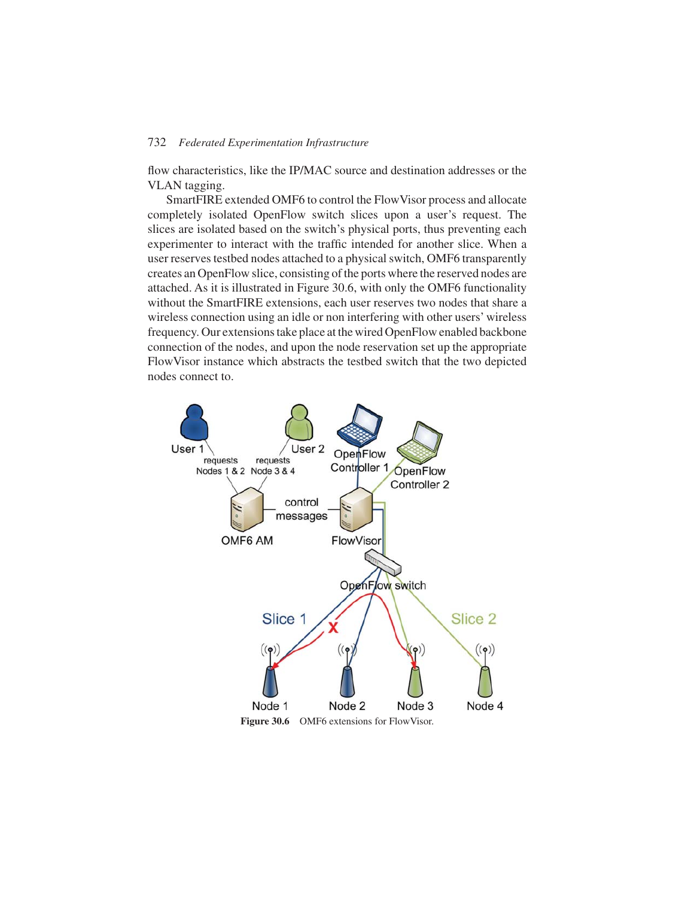flow characteristics, like the IP/MAC source and destination addresses or the VLAN tagging.

SmartFIRE extended OMF6 to control the FlowVisor process and allocate completely isolated OpenFlow switch slices upon a user's request. The slices are isolated based on the switch's physical ports, thus preventing each experimenter to interact with the traffic intended for another slice. When a user reserves testbed nodes attached to a physical switch, OMF6 transparently creates an OpenFlow slice, consisting of the ports where the reserved nodes are attached. As it is illustrated in Figure 30.6, with only the OMF6 functionality without the SmartFIRE extensions, each user reserves two nodes that share a wireless connection using an idle or non interfering with other users' wireless frequency. Our extensions take place at the wired OpenFlow enabled backbone connection of the nodes, and upon the node reservation set up the appropriate FlowVisor instance which abstracts the testbed switch that the two depicted nodes connect to.

**Figure 30.6** OMF6 extensions for FlowVisor.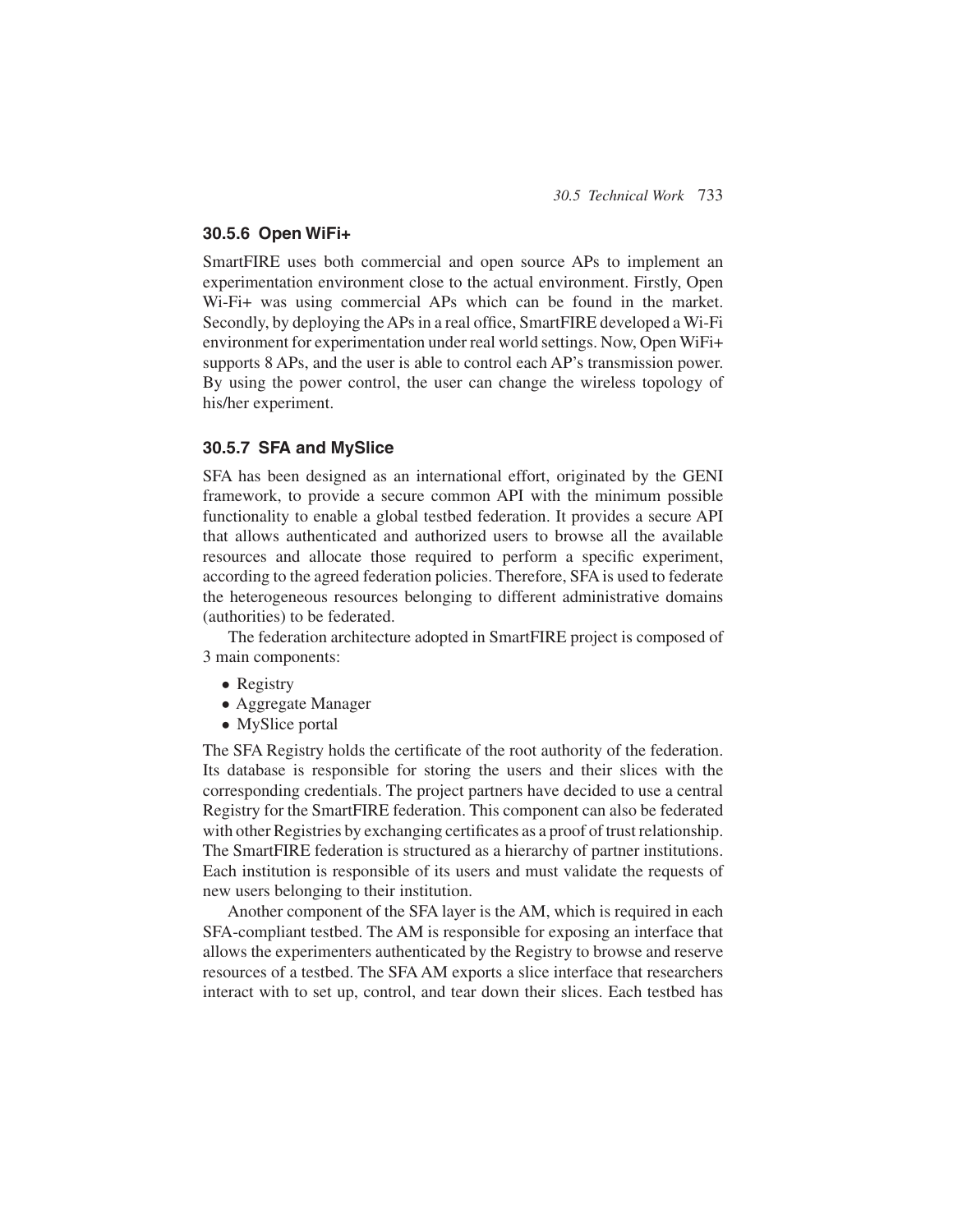### 30.5.6 Open WiFi+

SmartFIRE uses both commercial and open source APs to implement an experimentation environment close to the actual environment. Firstly, Open Wi-Fi+ was using commercial APs which can be found in the market. Secondly, by deploying the APs in a real office, SmartFIRE developed a Wi-Fi environment for experimentation under real world settings. Now, Open WiFi+ supports 8 APs, and the user is able to control each AP's transmission power. By using the power control, the user can change the wireless topology of his/her experiment.

### 30.5.7 SFA and MySlice

SFA has been designed as an international effort, originated by the GENI framework, to provide a secure common API with the minimum possible functionality to enable a global testbed federation. It provides a secure API that allows authenticated and authorized users to browse all the available resources and allocate those required to perform a specific experiment, according to the agreed federation policies. Therefore, SFA is used to federate the heterogeneous resources belonging to different administrative domains (authorities) to be federated.

The federation architecture adopted in SmartFIRE project is composed of 3 main components:

- Registry
- Aggregate Manager
- MySlice portal

The SFA Registry holds the certificate of the root authority of the federation. Its database is responsible for storing the users and their slices with the corresponding credentials. The project partners have decided to use a central Registry for the SmartFIRE federation. This component can also be federated with other Registries by exchanging certificates as a proof of trust relationship. The SmartFIRE federation is structured as a hierarchy of partner institutions. Each institution is responsible of its users and must validate the requests of new users belonging to their institution.

Another component of the SFA layer is the AM, which is required in each SFA-compliant testbed. The AM is responsible for exposing an interface that allows the experimenters authenticated by the Registry to browse and reserve resources of a testbed. The SFA AM exports a slice interface that researchers interact with to set up, control, and tear down their slices. Each testbed has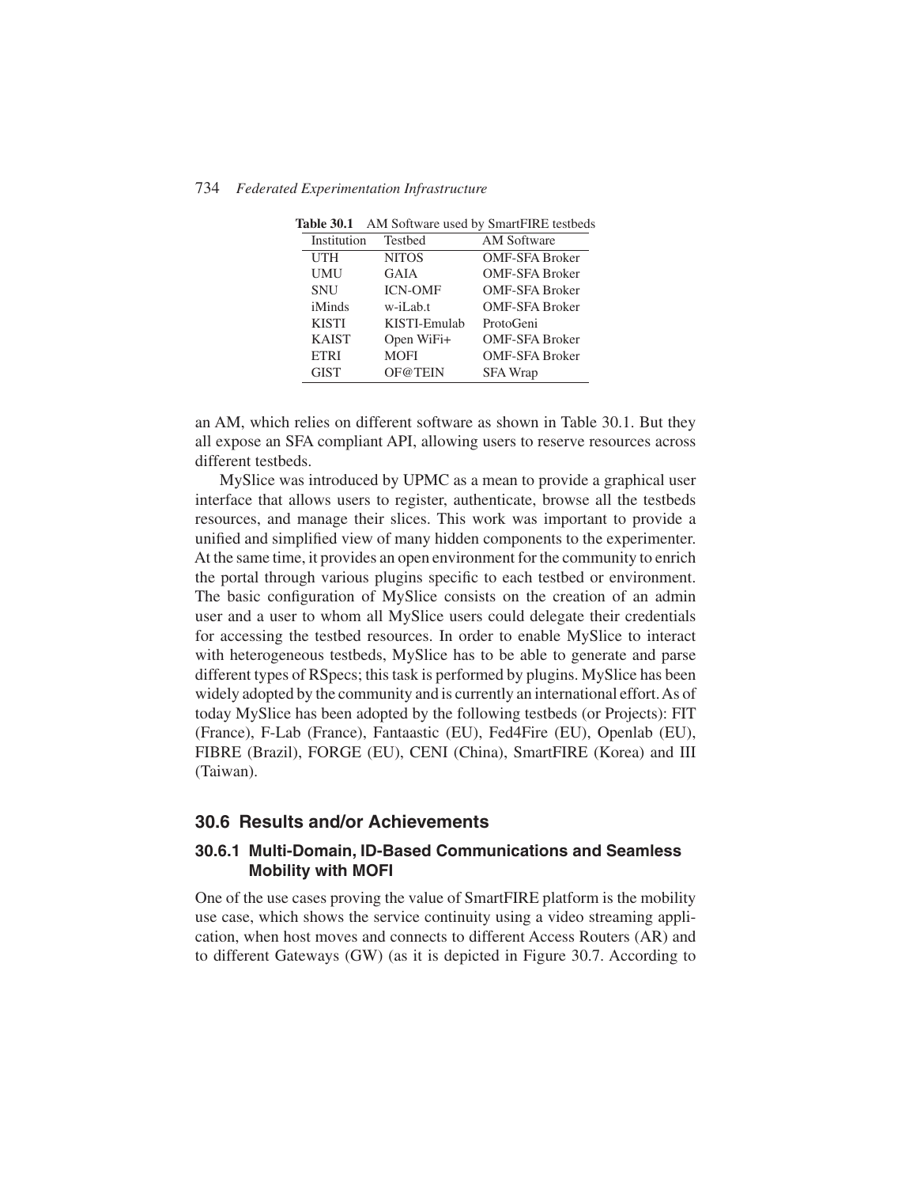**Table 30.1** AM Software used by SmartFIRE testbeds

| Institution | Testbed | AM Software |
|---|---|---|
| UTH | NITOS | OMF-SFA Broker |
| UMU | GAIA | OMF-SFA Broker |
| SNU | ICN-OMF | OMF-SFA Broker |
| iMinds | w-iLab.t | OMF-SFA Broker |
| KISTI | KISTI-Emulab | ProtoGeni |
| KAIST | Open WiFi+ | OMF-SFA Broker |
| ETRI | MOFI | OMF-SFA Broker |
| GIST | OF@TEIN | SFA Wrap |

an AM, which relies on different software as shown in Table 30.1. But they all expose an SFA compliant API, allowing users to reserve resources across different testbeds.

MySlice was introduced by UPMC as a mean to provide a graphical user interface that allows users to register, authenticate, browse all the testbeds resources, and manage their slices. This work was important to provide a unified and simplified view of many hidden components to the experimenter. At the same time, it provides an open environment for the community to enrich the portal through various plugins specific to each testbed or environment. The basic configuration of MySlice consists on the creation of an admin user and a user to whom all MySlice users could delegate their credentials for accessing the testbed resources. In order to enable MySlice to interact with heterogeneous testbeds, MySlice has to be able to generate and parse different types of RSpecs; this task is performed by plugins. MySlice has been widely adopted by the community and is currently an international effort. As of today MySlice has been adopted by the following testbeds (or Projects): FIT (France), F-Lab (France), Fantaastic (EU), Fed4Fire (EU), Openlab (EU), FIBRE (Brazil), FORGE (EU), CENI (China), SmartFIRE (Korea) and III (Taiwan).

## 30.6 Results and/or Achievements

### 30.6.1 Multi-Domain, ID-Based Communications and Seamless Mobility with MOFI

One of the use cases proving the value of SmartFIRE platform is the mobility use case, which shows the service continuity using a video streaming application, when host moves and connects to different Access Routers (AR) and to different Gateways (GW) (as it is depicted in Figure 30.7. According to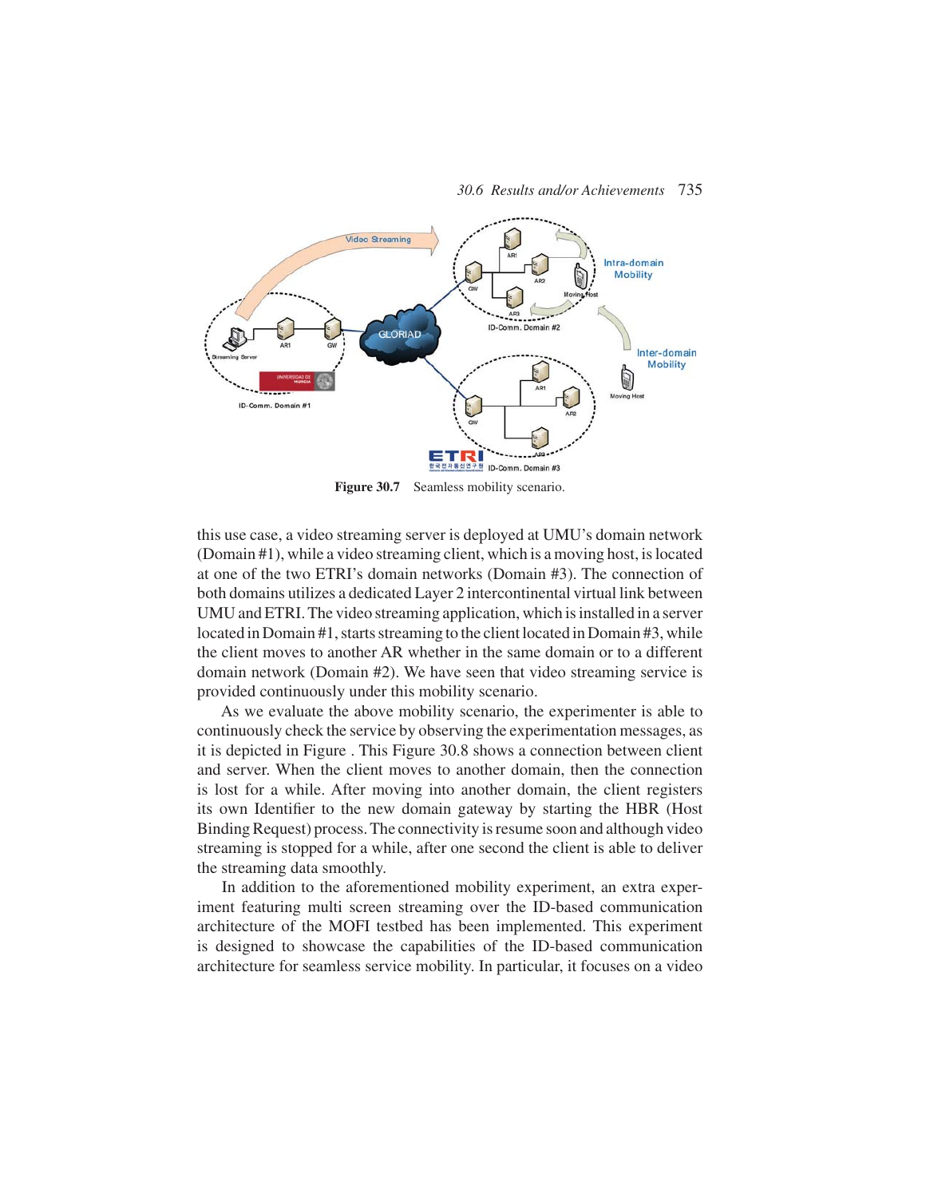Figure 30.7 Seamless mobility scenario.

this use case, a video streaming server is deployed at UMU's domain network (Domain #1), while a video streaming client, which is a moving host, is located at one of the two ETRI's domain networks (Domain #3). The connection of both domains utilizes a dedicated Layer 2 intercontinental virtual link between UMU and ETRI. The video streaming application, which is installed in a server located in Domain #1, starts streaming to the client located in Domain #3, while the client moves to another AR whether in the same domain or to a different domain network (Domain #2). We have seen that video streaming service is provided continuously under this mobility scenario.

As we evaluate the above mobility scenario, the experimenter is able to continuously check the service by observing the experimentation messages, as it is depicted in Figure . This Figure 30.8 shows a connection between client and server. When the client moves to another domain, then the connection is lost for a while. After moving into another domain, the client registers its own Identifier to the new domain gateway by starting the HBR (Host Binding Request) process. The connectivity is resume soon and although video streaming is stopped for a while, after one second the client is able to deliver the streaming data smoothly.

In addition to the aforementioned mobility experiment, an extra experiment featuring multi screen streaming over the ID-based communication architecture of the MOFI testbed has been implemented. This experiment is designed to showcase the capabilities of the ID-based communication architecture for seamless service mobility. In particular, it focuses on a video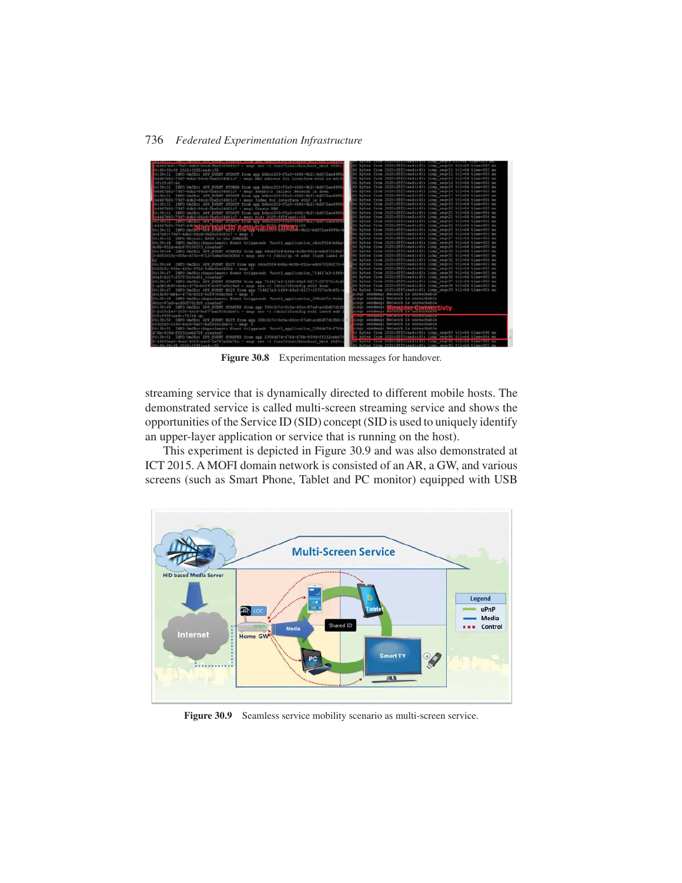Figure 30.8 Experimentation messages for handover.

streaming service that is dynamically directed to different mobile hosts. The demonstrated service is called multi-screen streaming service and shows the opportunities of the Service ID (SID) concept (SID is used to uniquely identify an upper-layer application or service that is running on the host).

This experiment is depicted in Figure 30.9 and was also demonstrated at ICT 2015. A MOFI domain network is consisted of an AR, a GW, and various screens (such as Smart Phone, Tablet and PC monitor) equipped with USB

Figure 30.9 Seamless service mobility scenario as multi-screen service.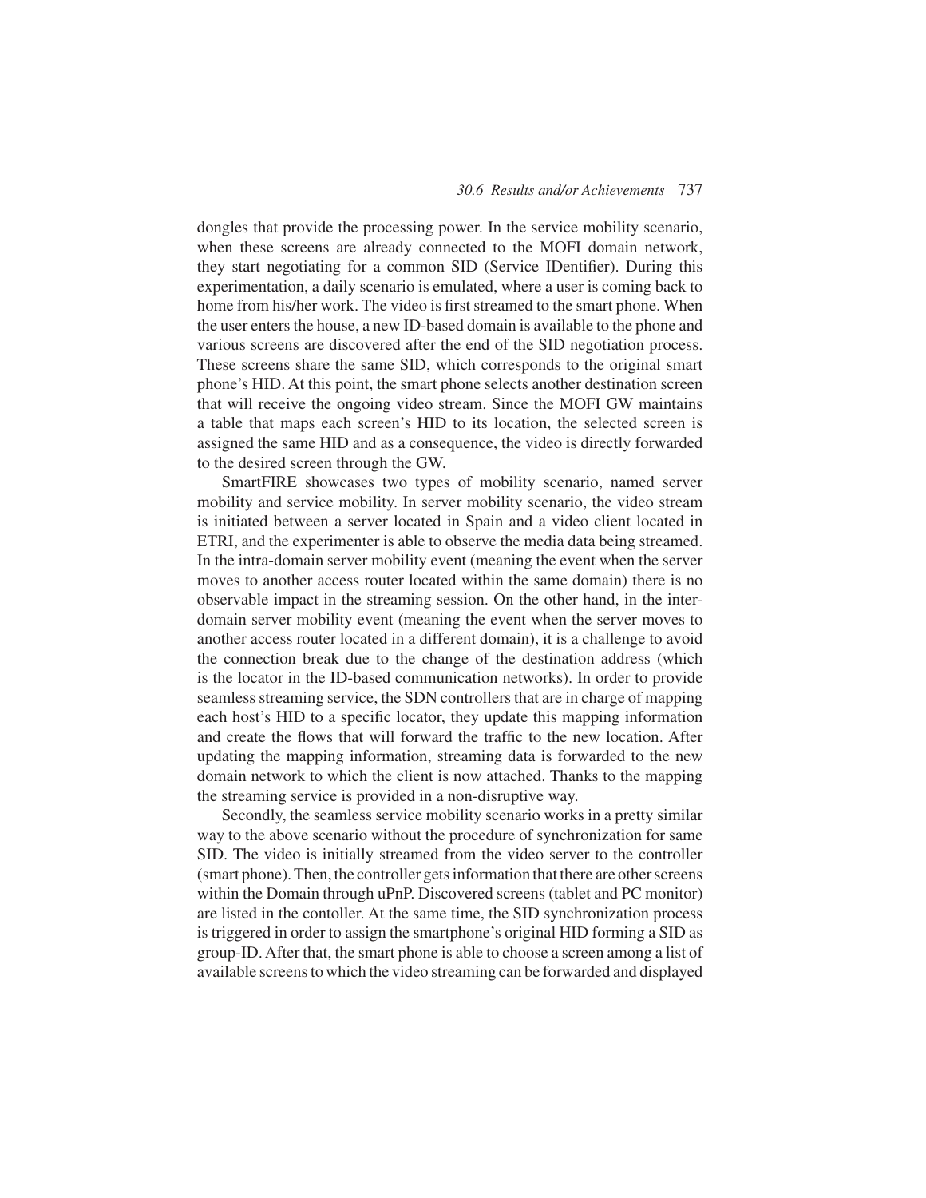dongles that provide the processing power. In the service mobility scenario, when these screens are already connected to the MOFI domain network, they start negotiating for a common SID (Service IDentifier). During this experimentation, a daily scenario is emulated, where a user is coming back to home from his/her work. The video is first streamed to the smart phone. When the user enters the house, a new ID-based domain is available to the phone and various screens are discovered after the end of the SID negotiation process. These screens share the same SID, which corresponds to the original smart phone's HID. At this point, the smart phone selects another destination screen that will receive the ongoing video stream. Since the MOFI GW maintains a table that maps each screen's HID to its location, the selected screen is assigned the same HID and as a consequence, the video is directly forwarded to the desired screen through the GW.

SmartFIRE showcases two types of mobility scenario, named server mobility and service mobility. In server mobility scenario, the video stream is initiated between a server located in Spain and a video client located in ETRI, and the experimenter is able to observe the media data being streamed. In the intra-domain server mobility event (meaning the event when the server moves to another access router located within the same domain) there is no observable impact in the streaming session. On the other hand, in the inter-domain server mobility event (meaning the event when the server moves to another access router located in a different domain), it is a challenge to avoid the connection break due to the change of the destination address (which is the locator in the ID-based communication networks). In order to provide seamless streaming service, the SDN controllers that are in charge of mapping each host's HID to a specific locator, they update this mapping information and create the flows that will forward the traffic to the new location. After updating the mapping information, streaming data is forwarded to the new domain network to which the client is now attached. Thanks to the mapping the streaming service is provided in a non-disruptive way.

Secondly, the seamless service mobility scenario works in a pretty similar way to the above scenario without the procedure of synchronization for same SID. The video is initially streamed from the video server to the controller (smart phone). Then, the controller gets information that there are other screens within the Domain through uPnP. Discovered screens (tablet and PC monitor) are listed in the contoller. At the same time, the SID synchronization process is triggered in order to assign the smartphone's original HID forming a SID as group-ID. After that, the smart phone is able to choose a screen among a list of available screens to which the video streaming can be forwarded and displayed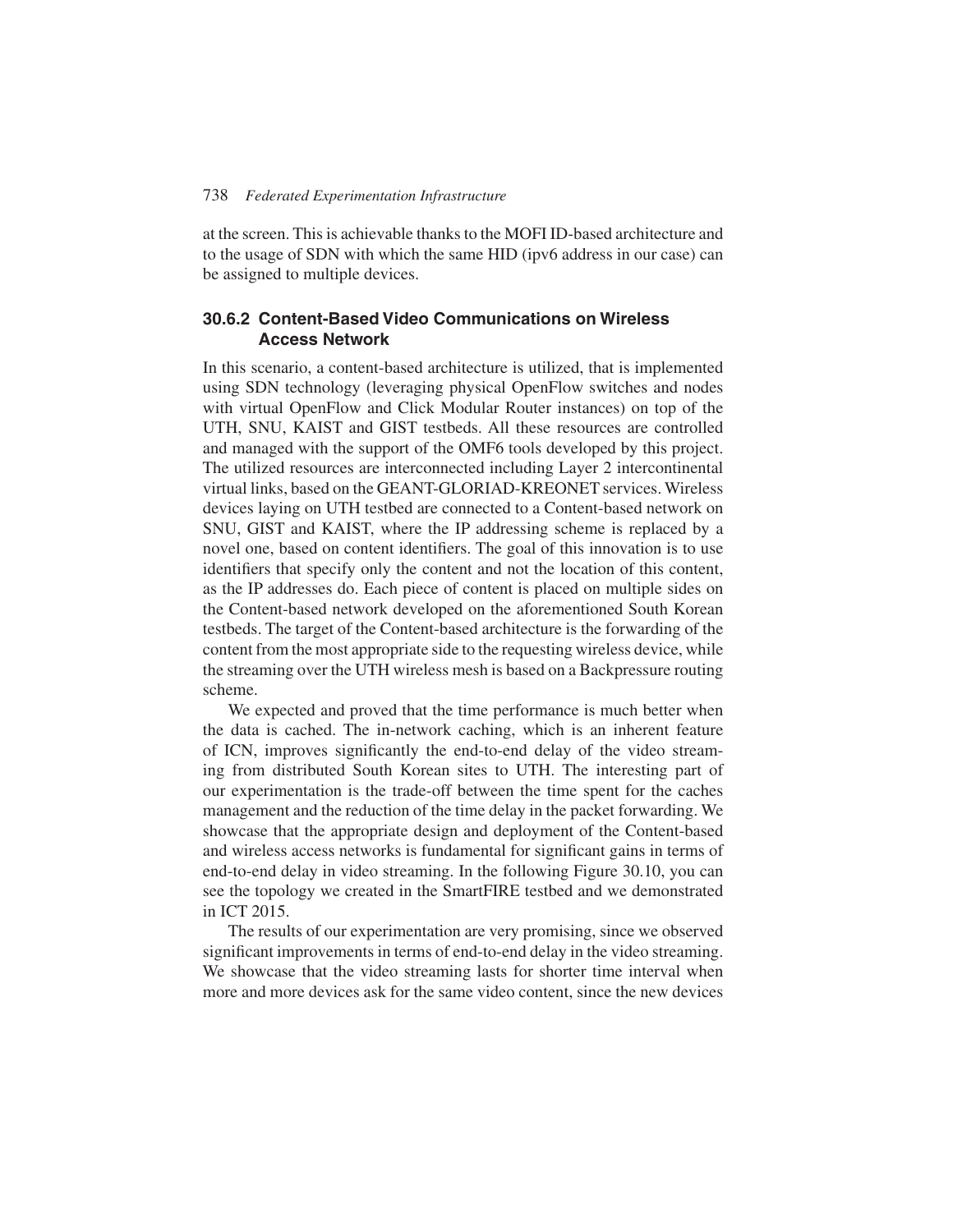at the screen. This is achievable thanks to the MOFI ID-based architecture and to the usage of SDN with which the same HID (ipv6 address in our case) can be assigned to multiple devices.

### 30.6.2 Content-Based Video Communications on Wireless Access Network

In this scenario, a content-based architecture is utilized, that is implemented using SDN technology (leveraging physical OpenFlow switches and nodes with virtual OpenFlow and Click Modular Router instances) on top of the UTH, SNU, KAIST and GIST testbeds. All these resources are controlled and managed with the support of the OMF6 tools developed by this project. The utilized resources are interconnected including Layer 2 intercontinental virtual links, based on the GEANT-GLORIAD-KREONET services. Wireless devices laying on UTH testbed are connected to a Content-based network on SNU, GIST and KAIST, where the IP addressing scheme is replaced by a novel one, based on content identifiers. The goal of this innovation is to use identifiers that specify only the content and not the location of this content, as the IP addresses do. Each piece of content is placed on multiple sides on the Content-based network developed on the aforementioned South Korean testbeds. The target of the Content-based architecture is the forwarding of the content from the most appropriate side to the requesting wireless device, while the streaming over the UTH wireless mesh is based on a Backpressure routing scheme.

We expected and proved that the time performance is much better when the data is cached. The in-network caching, which is an inherent feature of ICN, improves significantly the end-to-end delay of the video streaming from distributed South Korean sites to UTH. The interesting part of our experimentation is the trade-off between the time spent for the caches management and the reduction of the time delay in the packet forwarding. We showcase that the appropriate design and deployment of the Content-based and wireless access networks is fundamental for significant gains in terms of end-to-end delay in video streaming. In the following Figure 30.10, you can see the topology we created in the SmartFIRE testbed and we demonstrated in ICT 2015.

The results of our experimentation are very promising, since we observed significant improvements in terms of end-to-end delay in the video streaming. We showcase that the video streaming lasts for shorter time interval when more and more devices ask for the same video content, since the new devices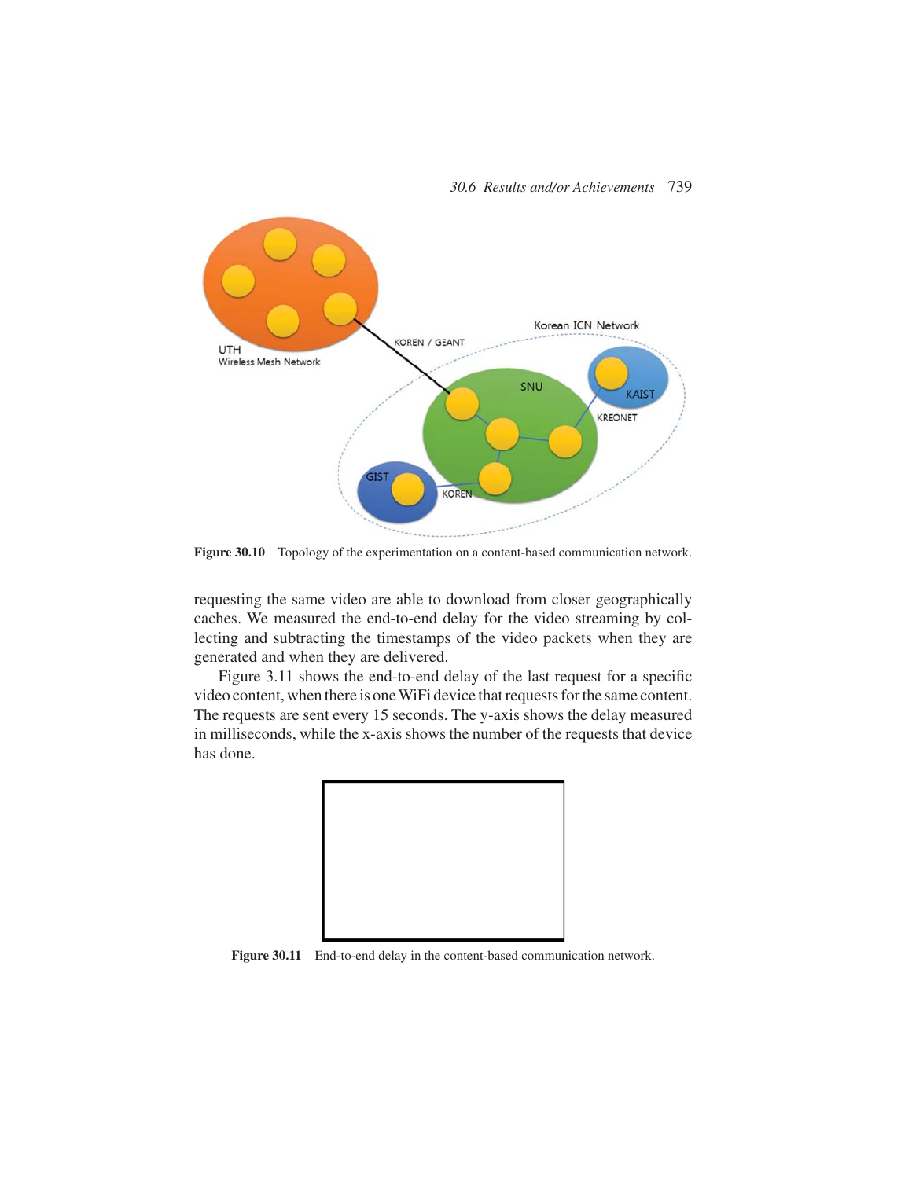Figure 30.10 Topology of the experimentation on a content-based communication network.

requesting the same video are able to download from closer geographically caches. We measured the end-to-end delay for the video streaming by collecting and subtracting the timestamps of the video packets when they are generated and when they are delivered.

Figure 3.11 shows the end-to-end delay of the last request for a specific video content, when there is one WiFi device that requests for the same content. The requests are sent every 15 seconds. The y-axis shows the delay measured in milliseconds, while the x-axis shows the number of the requests that device has done.

Figure 30.11 End-to-end delay in the content-based communication network.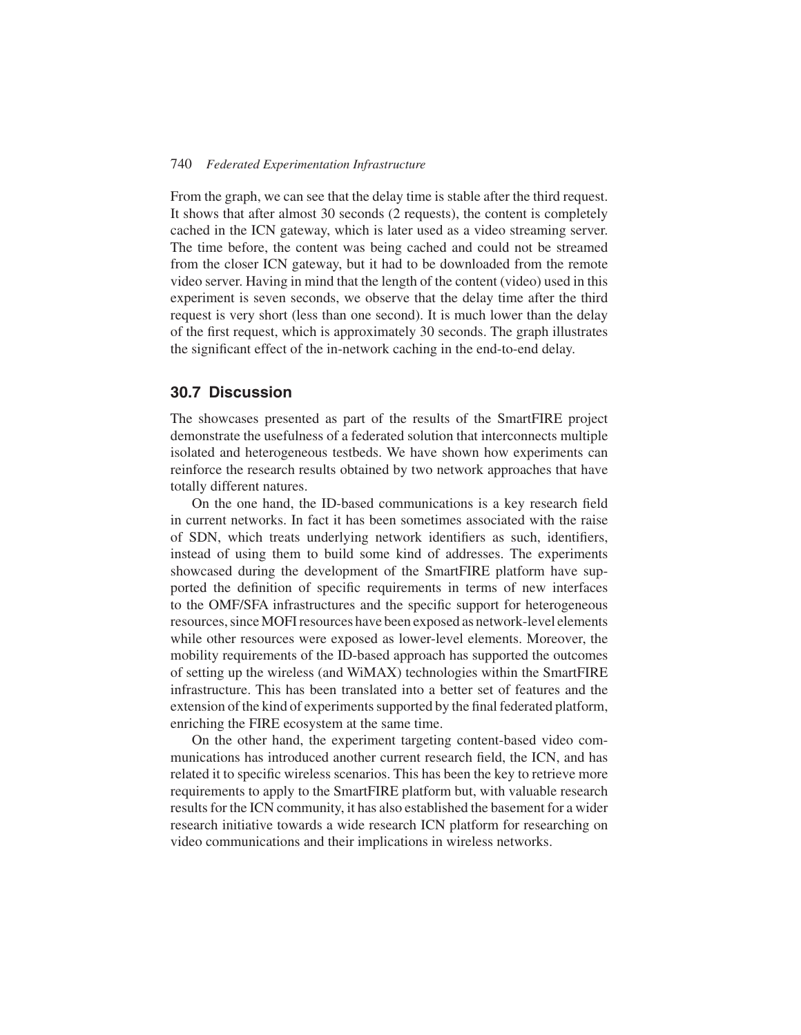From the graph, we can see that the delay time is stable after the third request. It shows that after almost 30 seconds (2 requests), the content is completely cached in the ICN gateway, which is later used as a video streaming server. The time before, the content was being cached and could not be streamed from the closer ICN gateway, but it had to be downloaded from the remote video server. Having in mind that the length of the content (video) used in this experiment is seven seconds, we observe that the delay time after the third request is very short (less than one second). It is much lower than the delay of the first request, which is approximately 30 seconds. The graph illustrates the significant effect of the in-network caching in the end-to-end delay.

## 30.7 Discussion

The showcases presented as part of the results of the SmartFIRE project demonstrate the usefulness of a federated solution that interconnects multiple isolated and heterogeneous testbeds. We have shown how experiments can reinforce the research results obtained by two network approaches that have totally different natures.

On the one hand, the ID-based communications is a key research field in current networks. In fact it has been sometimes associated with the raise of SDN, which treats underlying network identifiers as such, identifiers, instead of using them to build some kind of addresses. The experiments showcased during the development of the SmartFIRE platform have supported the definition of specific requirements in terms of new interfaces to the OMF/SFA infrastructures and the specific support for heterogeneous resources, since MOFI resources have been exposed as network-level elements while other resources were exposed as lower-level elements. Moreover, the mobility requirements of the ID-based approach has supported the outcomes of setting up the wireless (and WiMAX) technologies within the SmartFIRE infrastructure. This has been translated into a better set of features and the extension of the kind of experiments supported by the final federated platform, enriching the FIRE ecosystem at the same time.

On the other hand, the experiment targeting content-based video communications has introduced another current research field, the ICN, and has related it to specific wireless scenarios. This has been the key to retrieve more requirements to apply to the SmartFIRE platform but, with valuable research results for the ICN community, it has also established the basement for a wider research initiative towards a wide research ICN platform for researching on video communications and their implications in wireless networks.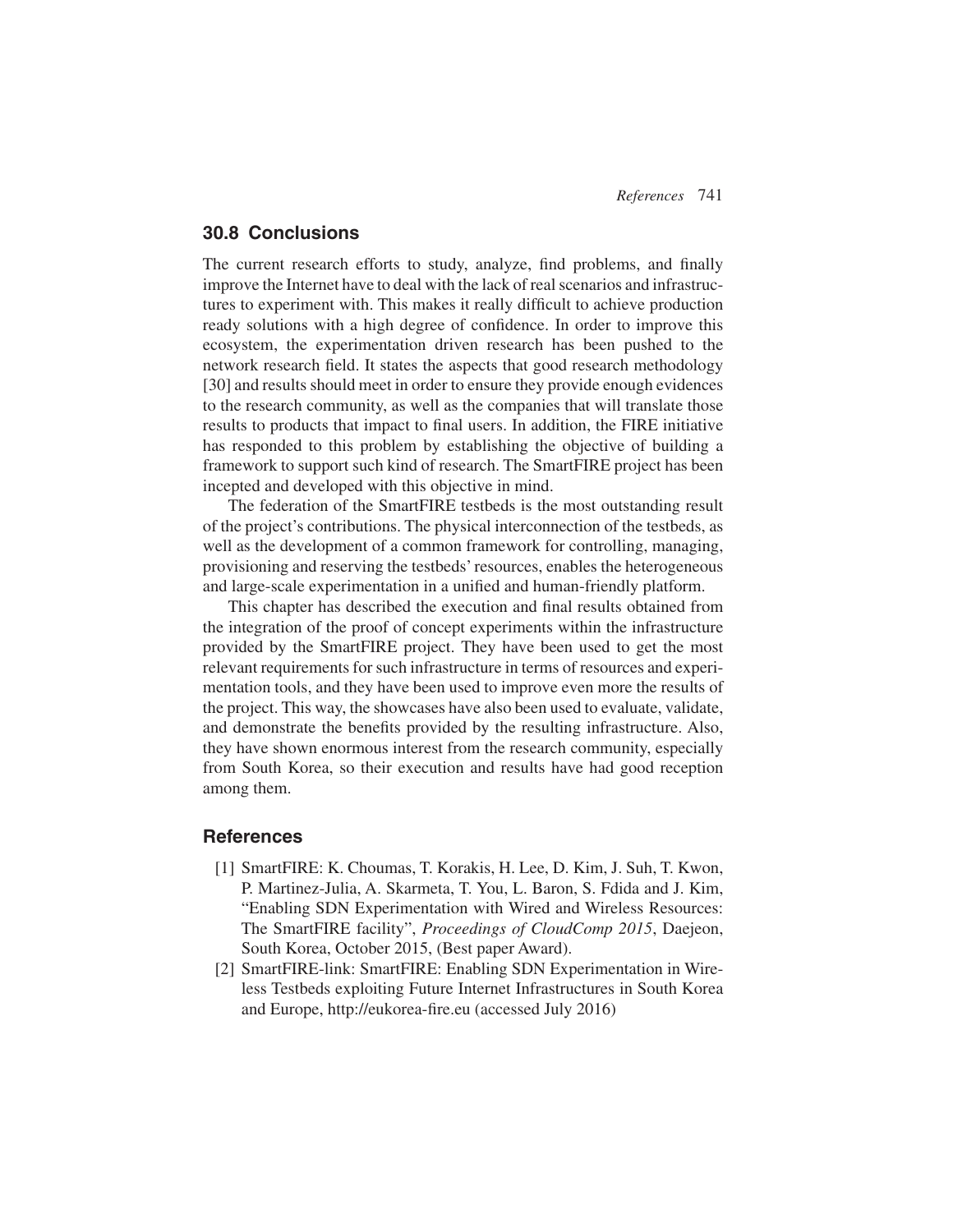## 30.8 Conclusions

The current research efforts to study, analyze, find problems, and finally improve the Internet have to deal with the lack of real scenarios and infrastructures to experiment with. This makes it really difficult to achieve production ready solutions with a high degree of confidence. In order to improve this ecosystem, the experimentation driven research has been pushed to the network research field. It states the aspects that good research methodology [30] and results should meet in order to ensure they provide enough evidences to the research community, as well as the companies that will translate those results to products that impact to final users. In addition, the FIRE initiative has responded to this problem by establishing the objective of building a framework to support such kind of research. The SmartFIRE project has been incepted and developed with this objective in mind.

The federation of the SmartFIRE testbeds is the most outstanding result of the project's contributions. The physical interconnection of the testbeds, as well as the development of a common framework for controlling, managing, provisioning and reserving the testbeds' resources, enables the heterogeneous and large-scale experimentation in a unified and human-friendly platform.

This chapter has described the execution and final results obtained from the integration of the proof of concept experiments within the infrastructure provided by the SmartFIRE project. They have been used to get the most relevant requirements for such infrastructure in terms of resources and experimentation tools, and they have been used to improve even more the results of the project. This way, the showcases have also been used to evaluate, validate, and demonstrate the benefits provided by the resulting infrastructure. Also, they have shown enormous interest from the research community, especially from South Korea, so their execution and results have had good reception among them.

## References

[1] SmartFIRE: K. Choumas, T. Korakis, H. Lee, D. Kim, J. Suh, T. Kwon, P. Martinez-Julia, A. Skarmeta, T. You, L. Baron, S. Fdida and J. Kim, "Enabling SDN Experimentation with Wired and Wireless Resources: The SmartFIRE facility", *Proceedings of CloudComp 2015*, Daejeon, South Korea, October 2015, (Best paper Award).

[2] SmartFIRE-link: SmartFIRE: Enabling SDN Experimentation in Wireless Testbeds exploiting Future Internet Infrastructures in South Korea and Europe, http://eukorea-fire.eu (accessed July 2016)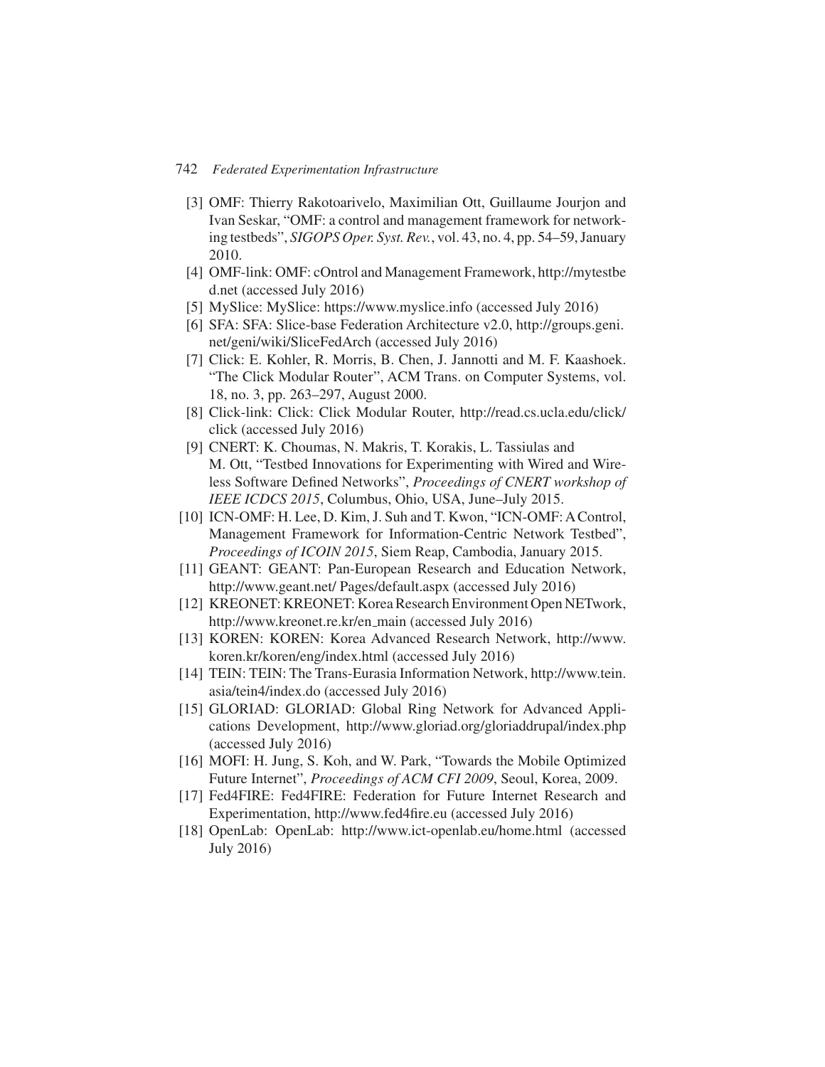[3] OMF: Thierry Rakotoarivelo, Maximilian Ott, Guillaume Jourjon and Ivan Seskar, "OMF: a control and management framework for networking testbeds", *SIGOPS Oper. Syst. Rev.*, vol. 43, no. 4, pp. 54–59, January 2010.

[4] OMF-link: OMF: cOntrol and Management Framework, http://mytestbed.net (accessed July 2016)

[5] MySlice: MySlice: https://www.myslice.info (accessed July 2016)

[6] SFA: SFA: Slice-base Federation Architecture v2.0, http://groups.geni.net/geni/wiki/SliceFedArch (accessed July 2016)

[7] Click: E. Kohler, R. Morris, B. Chen, J. Jannotti and M. F. Kaashoek. "The Click Modular Router", ACM Trans. on Computer Systems, vol. 18, no. 3, pp. 263–297, August 2000.

[8] Click-link: Click: Click Modular Router, http://read.cs.ucla.edu/click/click (accessed July 2016)

[9] CNERT: K. Choumas, N. Makris, T. Korakis, L. Tassiulas and M. Ott, "Testbed Innovations for Experimenting with Wired and Wireless Software Defined Networks", *Proceedings of CNERT workshop of IEEE ICDCS 2015*, Columbus, Ohio, USA, June–July 2015.

[10] ICN-OMF: H. Lee, D. Kim, J. Suh and T. Kwon, "ICN-OMF: A Control, Management Framework for Information-Centric Network Testbed", *Proceedings of ICOIN 2015*, Siem Reap, Cambodia, January 2015.

[11] GEANT: GEANT: Pan-European Research and Education Network, http://www.geant.net/ Pages/default.aspx (accessed July 2016)

[12] KREONET: KREONET: Korea Research Environment Open NETwork, http://www.kreonet.re.kr/en_main (accessed July 2016)

[13] KOREN: KOREN: Korea Advanced Research Network, http://www.koren.kr/koren/eng/index.html (accessed July 2016)

[14] TEIN: TEIN: The Trans-Eurasia Information Network, http://www.tein.asia/tein4/index.do (accessed July 2016)

[15] GLORIAD: GLORIAD: Global Ring Network for Advanced Applications Development, http://www.gloriad.org/gloriaddrupal/index.php (accessed July 2016)

[16] MOFI: H. Jung, S. Koh, and W. Park, "Towards the Mobile Optimized Future Internet", *Proceedings of ACM CFI 2009*, Seoul, Korea, 2009.

[17] Fed4FIRE: Fed4FIRE: Federation for Future Internet Research and Experimentation, http://www.fed4fire.eu (accessed July 2016)

[18] OpenLab: OpenLab: http://www.ict-openlab.eu/home.html (accessed July 2016)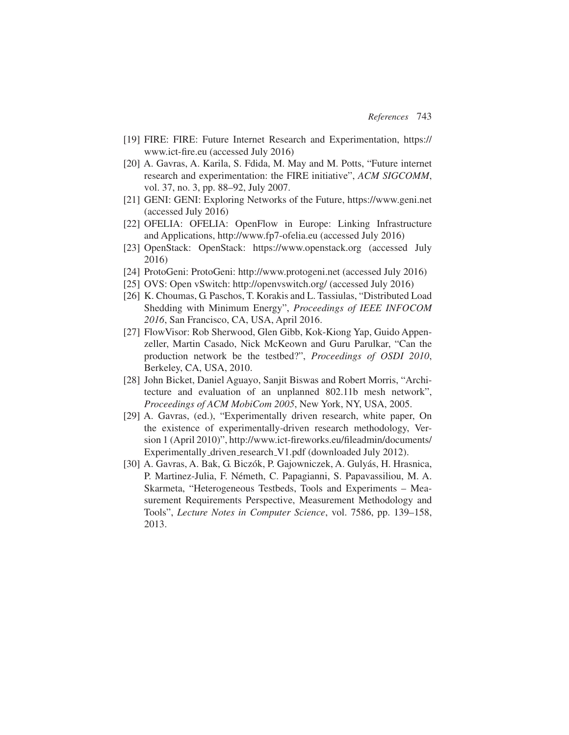[19] FIRE: FIRE: Future Internet Research and Experimentation, https://www.ict-fire.eu (accessed July 2016)

[20] A. Gavras, A. Karila, S. Fdida, M. May and M. Potts, "Future internet research and experimentation: the FIRE initiative", *ACM SIGCOMM*, vol. 37, no. 3, pp. 88–92, July 2007.

[21] GENI: GENI: Exploring Networks of the Future, https://www.geni.net (accessed July 2016)

[22] OFELIA: OFELIA: OpenFlow in Europe: Linking Infrastructure and Applications, http://www.fp7-ofelia.eu (accessed July 2016)

[23] OpenStack: OpenStack: https://www.openstack.org (accessed July 2016)

[24] ProtoGeni: ProtoGeni: http://www.protogeni.net (accessed July 2016)

[25] OVS: Open vSwitch: http://openvswitch.org/ (accessed July 2016)

[26] K. Choumas, G. Paschos, T. Korakis and L. Tassiulas, "Distributed Load Shedding with Minimum Energy", *Proceedings of IEEE INFOCOM 2016*, San Francisco, CA, USA, April 2016.

[27] FlowVisor: Rob Sherwood, Glen Gibb, Kok-Kiong Yap, Guido Appenzeller, Martin Casado, Nick McKeown and Guru Parulkar, "Can the production network be the testbed?", *Proceedings of OSDI 2010*, Berkeley, CA, USA, 2010.

[28] John Bicket, Daniel Aguayo, Sanjit Biswas and Robert Morris, "Architecture and evaluation of an unplanned 802.11b mesh network", *Proceedings of ACM MobiCom 2005*, New York, NY, USA, 2005.

[29] A. Gavras, (ed.), "Experimentally driven research, white paper, On the existence of experimentally-driven research methodology, Version 1 (April 2010)", http://www.ict-fireworks.eu/fileadmin/documents/Experimentally_driven_research_V1.pdf (downloaded July 2012).

[30] A. Gavras, A. Bak, G. Biczók, P. Gajowniczek, A. Gulyás, H. Hrasnica, P. Martinez-Julia, F. Németh, C. Papagianni, S. Papavassiliou, M. A. Skarmeta, "Heterogeneous Testbeds, Tools and Experiments – Measurement Requirements Perspective, Measurement Methodology and Tools", *Lecture Notes in Computer Science*, vol. 7586, pp. 139–158, 2013.